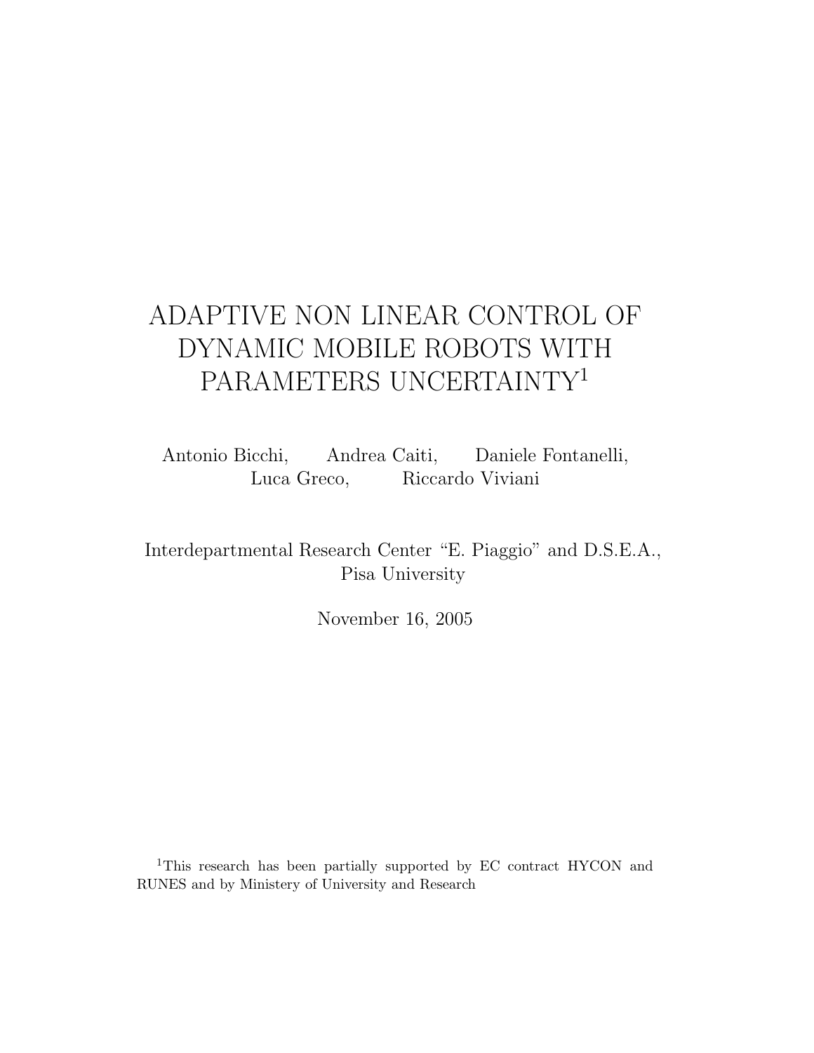# ADAPTIVE NON LINEAR CONTROL OF DYNAMIC MOBILE ROBOTS WITH PARAMETERS UNCERTAINTY[1]

Antonio Bicchi, Andrea Caiti, Daniele Fontanelli, Luca Greco, Riccardo Viviani

Interdepartmental Research Center "E. Piaggio" and D.S.E.A., Pisa University

November 16, 2005

[1]This research has been partially supported by EC contract HYCON and RUNES and by Ministery of University and Research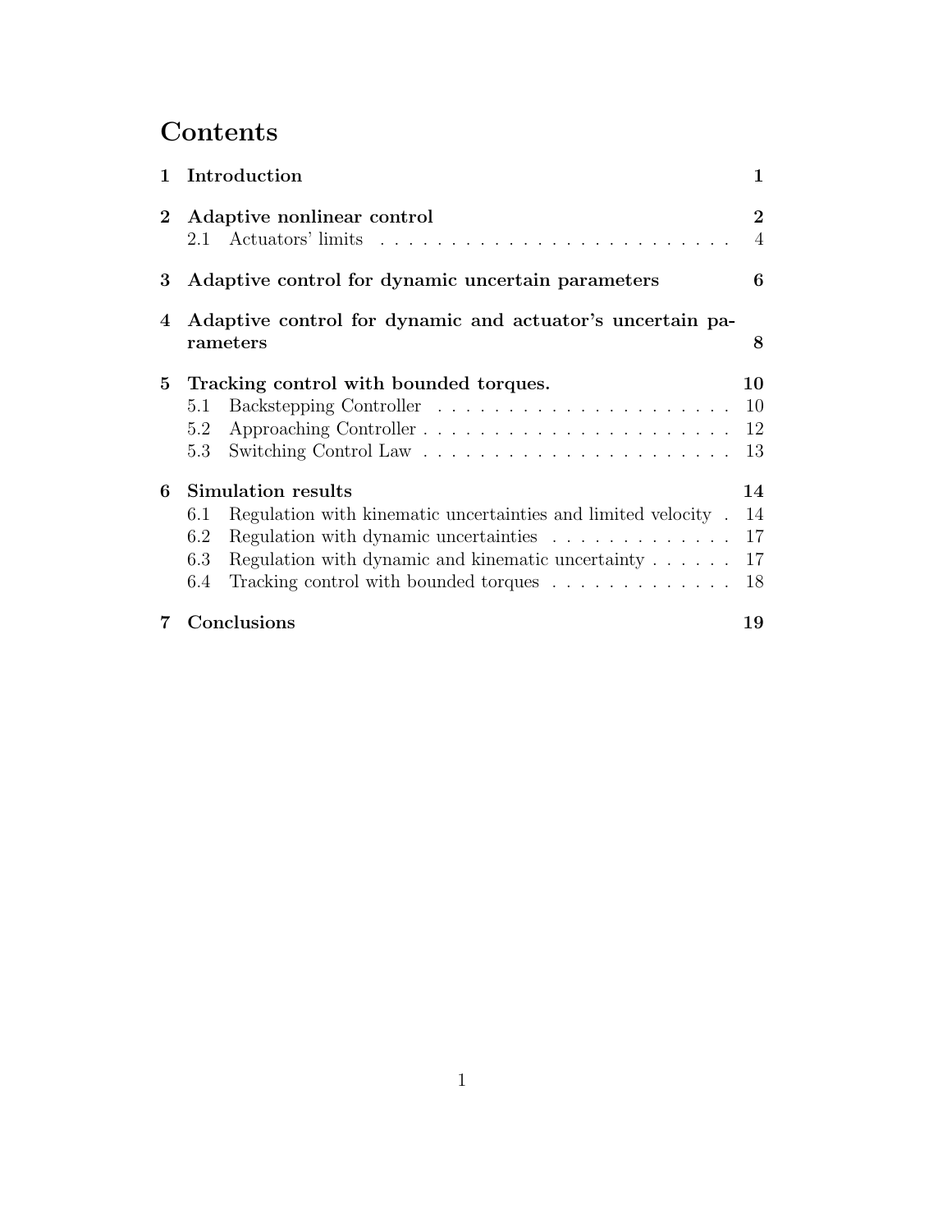# Contents

1 **Introduction** 1

2 **Adaptive nonlinear control** 2
- 2.1 Actuators' limits . . . . . . . . . . . . . . . . . . . . . . . . . 4

3 **Adaptive control for dynamic uncertain parameters** 6

4 **Adaptive control for dynamic and actuator's uncertain parameters** 8

5 **Tracking control with bounded torques.** 10
- 5.1 Backstepping Controller . . . . . . . . . . . . . . . . . . . . . 10
- 5.2 Approaching Controller . . . . . . . . . . . . . . . . . . . . . . 12
- 5.3 Switching Control Law . . . . . . . . . . . . . . . . . . . . . . 13

6 **Simulation results** 14
- 6.1 Regulation with kinematic uncertainties and limited velocity . 14
- 6.2 Regulation with dynamic uncertainties . . . . . . . . . . . . . 17
- 6.3 Regulation with dynamic and kinematic uncertainty . . . . . . 17
- 6.4 Tracking control with bounded torques . . . . . . . . . . . . . 18

7 **Conclusions** 19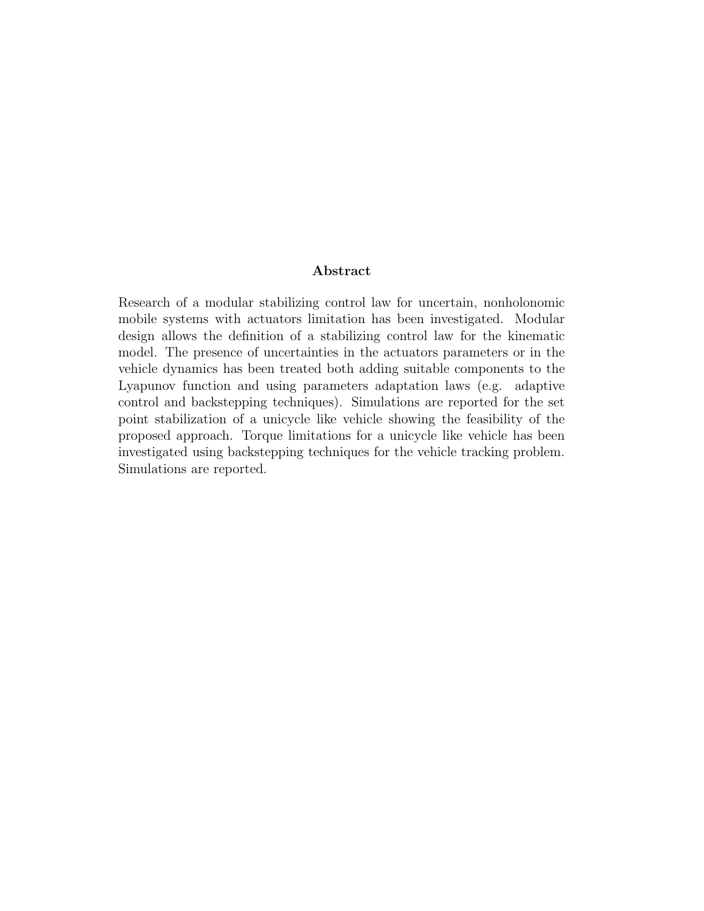## Abstract

Research of a modular stabilizing control law for uncertain, nonholonomic mobile systems with actuators limitation has been investigated. Modular design allows the definition of a stabilizing control law for the kinematic model. The presence of uncertainties in the actuators parameters or in the vehicle dynamics has been treated both adding suitable components to the Lyapunov function and using parameters adaptation laws (e.g. adaptive control and backstepping techniques). Simulations are reported for the set point stabilization of a unicycle like vehicle showing the feasibility of the proposed approach. Torque limitations for a unicycle like vehicle has been investigated using backstepping techniques for the vehicle tracking problem. Simulations are reported.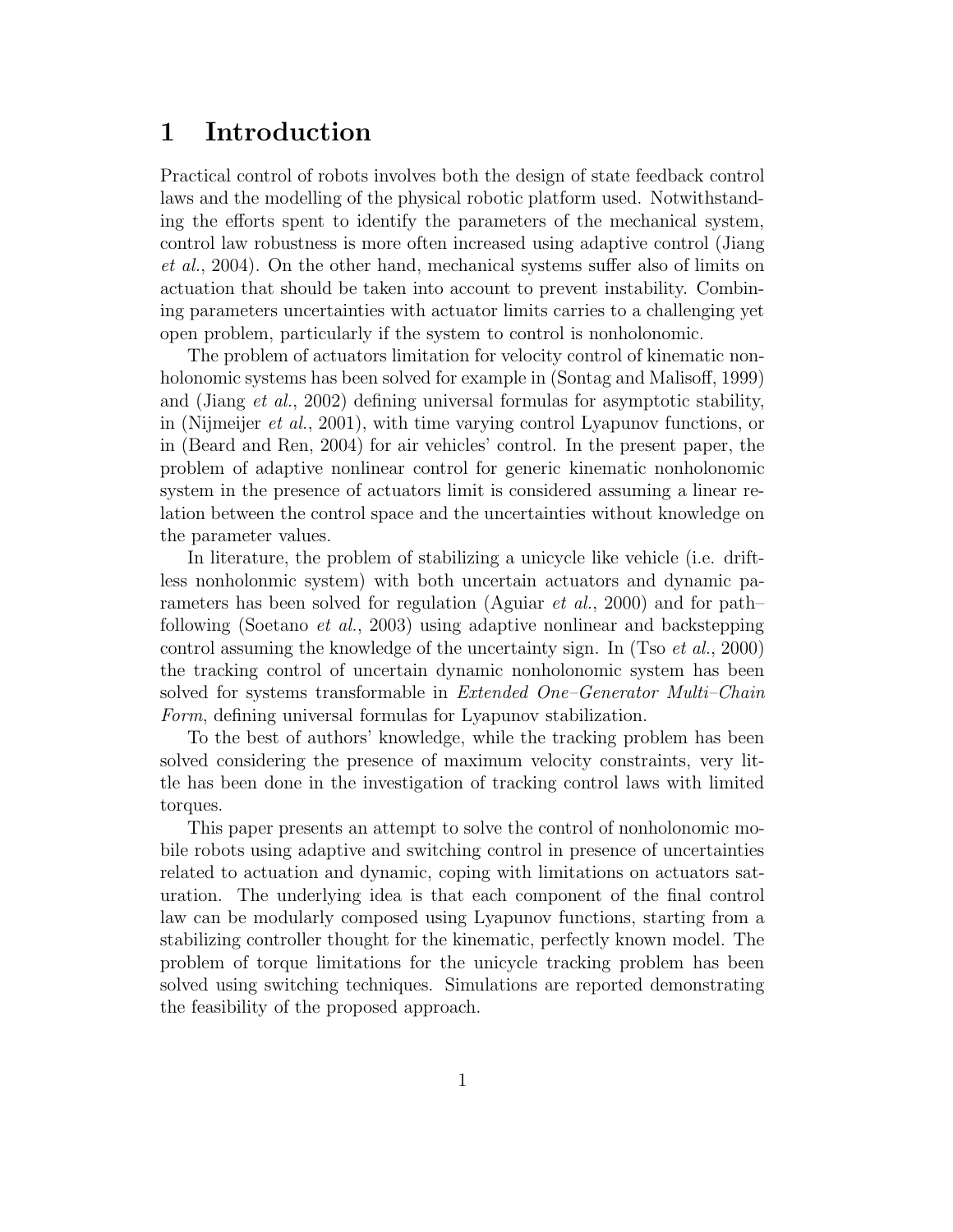# 1 Introduction

Practical control of robots involves both the design of state feedback control laws and the modelling of the physical robotic platform used. Notwithstanding the efforts spent to identify the parameters of the mechanical system, control law robustness is more often increased using adaptive control (Jiang *et al.*, 2004). On the other hand, mechanical systems suffer also of limits on actuation that should be taken into account to prevent instability. Combining parameters uncertainties with actuator limits carries to a challenging yet open problem, particularly if the system to control is nonholonomic.

The problem of actuators limitation for velocity control of kinematic nonholonomic systems has been solved for example in (Sontag and Malisoff, 1999) and (Jiang *et al.*, 2002) defining universal formulas for asymptotic stability, in (Nijmeijer *et al.*, 2001), with time varying control Lyapunov functions, or in (Beard and Ren, 2004) for air vehicles' control. In the present paper, the problem of adaptive nonlinear control for generic kinematic nonholonomic system in the presence of actuators limit is considered assuming a linear relation between the control space and the uncertainties without knowledge on the parameter values.

In literature, the problem of stabilizing a unicycle like vehicle (i.e. driftless nonholonmic system) with both uncertain actuators and dynamic parameters has been solved for regulation (Aguiar *et al.*, 2000) and for path–following (Soetano *et al.*, 2003) using adaptive nonlinear and backstepping control assuming the knowledge of the uncertainty sign. In (Tso *et al.*, 2000) the tracking control of uncertain dynamic nonholonomic system has been solved for systems transformable in *Extended One–Generator Multi–Chain Form*, defining universal formulas for Lyapunov stabilization.

To the best of authors' knowledge, while the tracking problem has been solved considering the presence of maximum velocity constraints, very little has been done in the investigation of tracking control laws with limited torques.

This paper presents an attempt to solve the control of nonholonomic mobile robots using adaptive and switching control in presence of uncertainties related to actuation and dynamic, coping with limitations on actuators saturation. The underlying idea is that each component of the final control law can be modularly composed using Lyapunov functions, starting from a stabilizing controller thought for the kinematic, perfectly known model. The problem of torque limitations for the unicycle tracking problem has been solved using switching techniques. Simulations are reported demonstrating the feasibility of the proposed approach.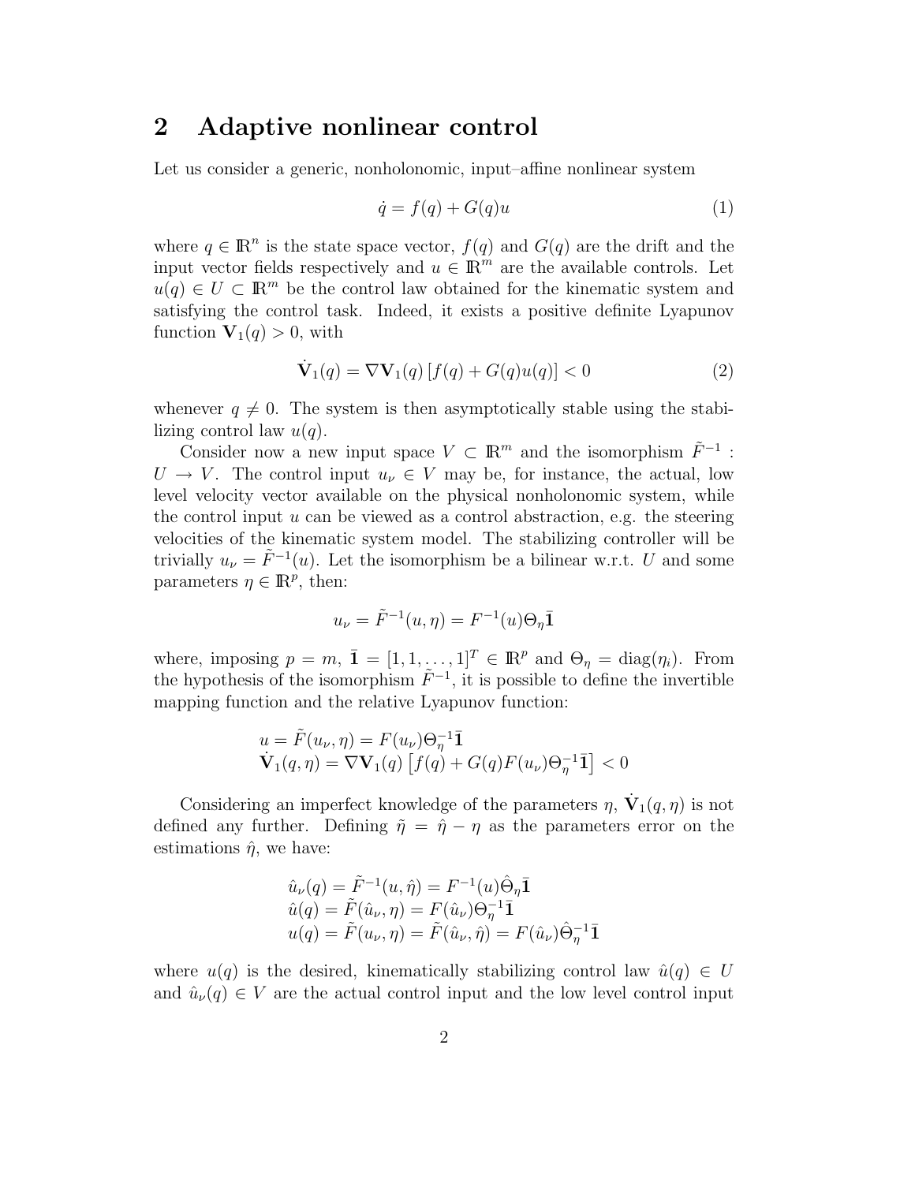## 2 Adaptive nonlinear control

Let us consider a generic, nonholonomic, input–affine nonlinear system

$$\dot{q} = f(q) + G(q)u \tag{1}$$

where $q \in \mathbb{R}^n$ is the state space vector, $f(q)$ and $G(q)$ are the drift and the input vector fields respectively and $u \in \mathbb{R}^m$ are the available controls. Let $u(q) \in U \subset \mathbb{R}^m$ be the control law obtained for the kinematic system and satisfying the control task. Indeed, it exists a positive definite Lyapunov function $\mathbf{V}_1(q) > 0$, with

$$\dot{\mathbf{V}}_1(q) = \nabla \mathbf{V}_1(q)\left[f(q) + G(q)u(q)\right] < 0 \tag{2}$$

whenever $q \neq 0$. The system is then asymptotically stable using the stabilizing control law $u(q)$.

Consider now a new input space $V \subset \mathbb{R}^m$ and the isomorphism $\tilde{F}^{-1} : U \to V$. The control input $u_\nu \in V$ may be, for instance, the actual, low level velocity vector available on the physical nonholonomic system, while the control input $u$ can be viewed as a control abstraction, e.g. the steering velocities of the kinematic system model. The stabilizing controller will be trivially $u_\nu = \tilde{F}^{-1}(u)$. Let the isomorphism be a bilinear w.r.t. $U$ and some parameters $\eta \in \mathbb{R}^p$, then:

$$u_\nu = \tilde{F}^{-1}(u, \eta) = F^{-1}(u)\Theta_\eta \bar{\mathbf{1}}$$

where, imposing $p = m$, $\bar{\mathbf{1}} = [1, 1, \ldots, 1]^T \in \mathbb{R}^p$ and $\Theta_\eta = \mathrm{diag}(\eta_i)$. From the hypothesis of the isomorphism $\tilde{F}^{-1}$, it is possible to define the invertible mapping function and the relative Lyapunov function:

$$\begin{array}{l} u = \tilde{F}(u_\nu, \eta) = F(u_\nu)\Theta_\eta^{-1}\bar{\mathbf{1}} \\ \dot{\mathbf{V}}_1(q, \eta) = \nabla \mathbf{V}_1(q)\left[f(q) + G(q)F(u_\nu)\Theta_\eta^{-1}\bar{\mathbf{1}}\right] < 0 \end{array}$$

Considering an imperfect knowledge of the parameters $\eta$, $\dot{\mathbf{V}}_1(q, \eta)$ is not defined any further. Defining $\tilde{\eta} = \hat{\eta} - \eta$ as the parameters error on the estimations $\hat{\eta}$, we have:

$$\begin{array}{l} \hat{u}_\nu(q) = \tilde{F}^{-1}(u, \hat{\eta}) = F^{-1}(u)\hat{\Theta}_\eta \bar{\mathbf{1}} \\ \hat{u}(q) = \tilde{F}(\hat{u}_\nu, \eta) = F(\hat{u}_\nu)\Theta_\eta^{-1}\bar{\mathbf{1}} \\ u(q) = \tilde{F}(u_\nu, \eta) = \tilde{F}(\hat{u}_\nu, \hat{\eta}) = F(\hat{u}_\nu)\hat{\Theta}_\eta^{-1}\bar{\mathbf{1}} \end{array}$$

where $u(q)$ is the desired, kinematically stabilizing control law $\hat{u}(q) \in U$ and $\hat{u}_\nu(q) \in V$ are the actual control input and the low level control input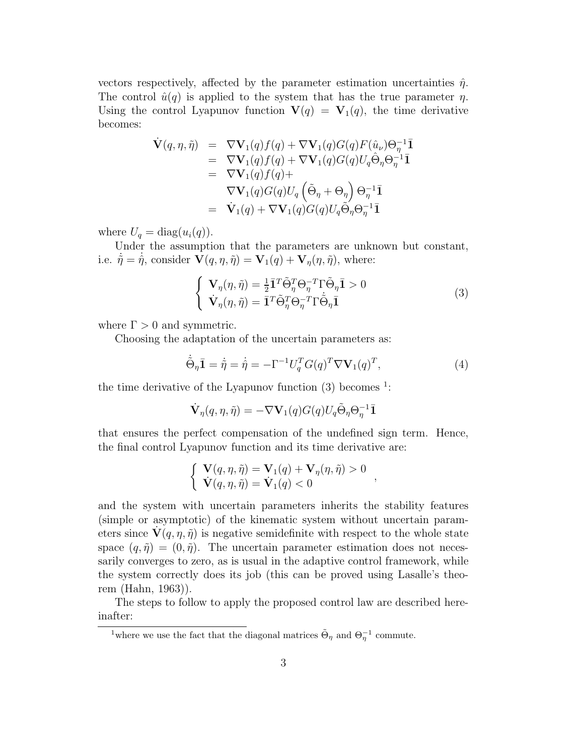vectors respectively, affected by the parameter estimation uncertainties $\hat{\eta}$. The control $\hat{u}(q)$ is applied to the system that has the true parameter $\eta$. Using the control Lyapunov function $\mathbf{V}(q) = \mathbf{V}_1(q)$, the time derivative becomes:

$$
\begin{aligned}
\dot{\mathbf{V}}(q,\eta,\tilde{\eta}) &= \nabla\mathbf{V}_1(q)f(q) + \nabla\mathbf{V}_1(q)G(q)F(\hat{u}_\nu)\Theta_\eta^{-1}\bar{\mathbf{1}} \\
&= \nabla\mathbf{V}_1(q)f(q) + \nabla\mathbf{V}_1(q)G(q)U_q\hat{\Theta}_\eta\Theta_\eta^{-1}\bar{\mathbf{1}} \\
&= \nabla\mathbf{V}_1(q)f(q) + \\
&\quad\ \nabla\mathbf{V}_1(q)G(q)U_q\left(\tilde{\Theta}_\eta + \Theta_\eta\right)\Theta_\eta^{-1}\bar{\mathbf{1}} \\
&= \dot{\mathbf{V}}_1(q) + \nabla\mathbf{V}_1(q)G(q)U_q\tilde{\Theta}_\eta\Theta_\eta^{-1}\bar{\mathbf{1}}
\end{aligned}
$$

where $U_q = \mathrm{diag}(u_i(q))$.

Under the assumption that the parameters are unknown but constant, i.e. $\dot{\tilde{\eta}} = \dot{\hat{\eta}}$, consider $\mathbf{V}(q,\eta,\tilde{\eta}) = \mathbf{V}_1(q) + \mathbf{V}_\eta(\eta,\tilde{\eta})$, where:

$$
\left\{
\begin{array}{l}
\mathbf{V}_\eta(\eta,\tilde{\eta}) = \frac{1}{2}\bar{\mathbf{1}}^T\tilde{\Theta}_\eta^T\Theta_\eta^{-T}\Gamma\tilde{\Theta}_\eta\bar{\mathbf{1}} > 0 \\
\dot{\mathbf{V}}_\eta(\eta,\tilde{\eta}) = \bar{\mathbf{1}}^T\tilde{\Theta}_\eta^T\Theta_\eta^{-T}\Gamma\dot{\tilde{\Theta}}_\eta\bar{\mathbf{1}}
\end{array}
\right.
\tag{3}
$$

where $\Gamma > 0$ and symmetric.

Choosing the adaptation of the uncertain parameters as:

$$
\dot{\tilde{\Theta}}_\eta\bar{\mathbf{1}} = \dot{\tilde{\eta}} = \dot{\hat{\eta}} = -\Gamma^{-1}U_q^T G(q)^T\nabla\mathbf{V}_1(q)^T,
\tag{4}
$$

the time derivative of the Lyapunov function (3) becomes [1]:

$$
\dot{\mathbf{V}}_\eta(q,\eta,\tilde{\eta}) = -\nabla\mathbf{V}_1(q)G(q)U_q\tilde{\Theta}_\eta\Theta_\eta^{-1}\bar{\mathbf{1}}
$$

that ensures the perfect compensation of the undefined sign term. Hence, the final control Lyapunov function and its time derivative are:

$$
\left\{
\begin{array}{l}
\mathbf{V}(q,\eta,\tilde{\eta}) = \mathbf{V}_1(q) + \mathbf{V}_\eta(\eta,\tilde{\eta}) > 0 \\
\dot{\mathbf{V}}(q,\eta,\tilde{\eta}) = \dot{\mathbf{V}}_1(q) < 0
\end{array}
\right. ,
$$

and the system with uncertain parameters inherits the stability features (simple or asymptotic) of the kinematic system without uncertain parameters since $\dot{\mathbf{V}}(q,\eta,\tilde{\eta})$ is negative semidefinite with respect to the whole state space $(q,\tilde{\eta}) = (0,\tilde{\eta})$. The uncertain parameter estimation does not necessarily converges to zero, as is usual in the adaptive control framework, while the system correctly does its job (this can be proved using Lasalle's theorem (Hahn, 1963)).

The steps to follow to apply the proposed control law are described hereinafter:

---

[1] where we use the fact that the diagonal matrices $\tilde{\Theta}_\eta$ and $\Theta_\eta^{-1}$ commute.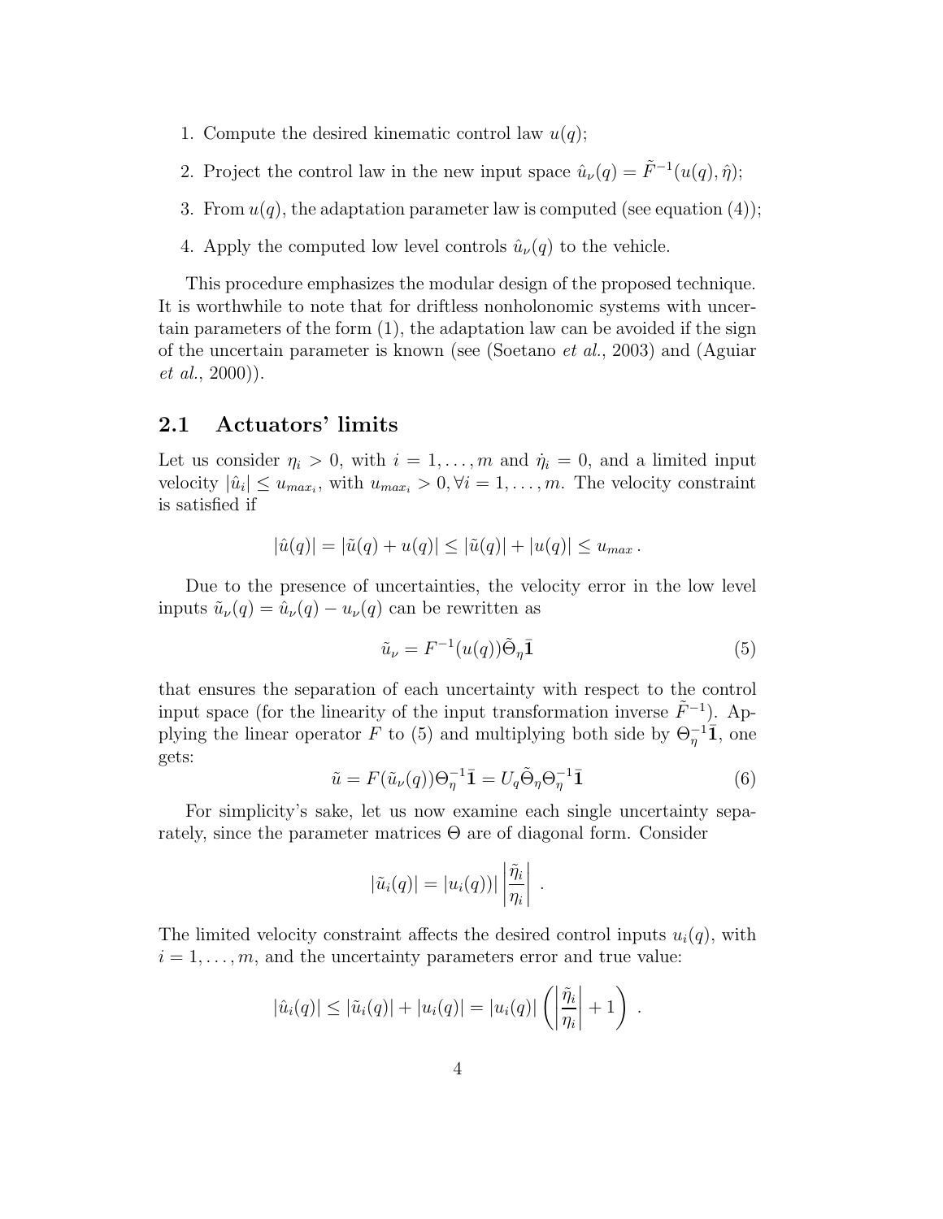1. Compute the desired kinematic control law $u(q)$;
2. Project the control law in the new input space $\hat{u}_\nu(q) = \tilde{F}^{-1}(u(q), \hat{\eta})$;
3. From $u(q)$, the adaptation parameter law is computed (see equation (4));
4. Apply the computed low level controls $\hat{u}_\nu(q)$ to the vehicle.

This procedure emphasizes the modular design of the proposed technique. It is worthwhile to note that for driftless nonholonomic systems with uncertain parameters of the form (1), the adaptation law can be avoided if the sign of the uncertain parameter is known (see (Soetano *et al.*, 2003) and (Aguiar *et al.*, 2000)).

## 2.1 Actuators' limits

Let us consider $\eta_i > 0$, with $i = 1, \ldots, m$ and $\dot{\eta}_i = 0$, and a limited input velocity $|\hat{u}_i| \leq u_{max_i}$, with $u_{max_i} > 0, \forall i = 1, \ldots, m$. The velocity constraint is satisfied if

$$|\hat{u}(q)| = |\tilde{u}(q) + u(q)| \leq |\tilde{u}(q)| + |u(q)| \leq u_{max} \, .$$

Due to the presence of uncertainties, the velocity error in the low level inputs $\tilde{u}_\nu(q) = \hat{u}_\nu(q) - u_\nu(q)$ can be rewritten as

$$\tilde{u}_\nu = F^{-1}(u(q))\tilde{\Theta}_\eta \bar{\mathbf{1}} \tag{5}$$

that ensures the separation of each uncertainty with respect to the control input space (for the linearity of the input transformation inverse $\tilde{F}^{-1}$). Applying the linear operator $F$ to (5) and multiplying both side by $\Theta_\eta^{-1}\bar{\mathbf{1}}$, one gets:

$$\tilde{u} = F(\tilde{u}_\nu(q))\Theta_\eta^{-1}\bar{\mathbf{1}} = U_q \tilde{\Theta}_\eta \Theta_\eta^{-1}\bar{\mathbf{1}} \tag{6}$$

For simplicity's sake, let us now examine each single uncertainty separately, since the parameter matrices $\Theta$ are of diagonal form. Consider

$$|\tilde{u}_i(q)| = |u_i(q))| \left| \frac{\tilde{\eta}_i}{\eta_i} \right| \, .$$

The limited velocity constraint affects the desired control inputs $u_i(q)$, with $i = 1, \ldots, m$, and the uncertainty parameters error and true value:

$$|\hat{u}_i(q)| \leq |\tilde{u}_i(q)| + |u_i(q)| = |u_i(q)| \left( \left| \frac{\tilde{\eta}_i}{\eta_i} \right| + 1 \right) \, .$$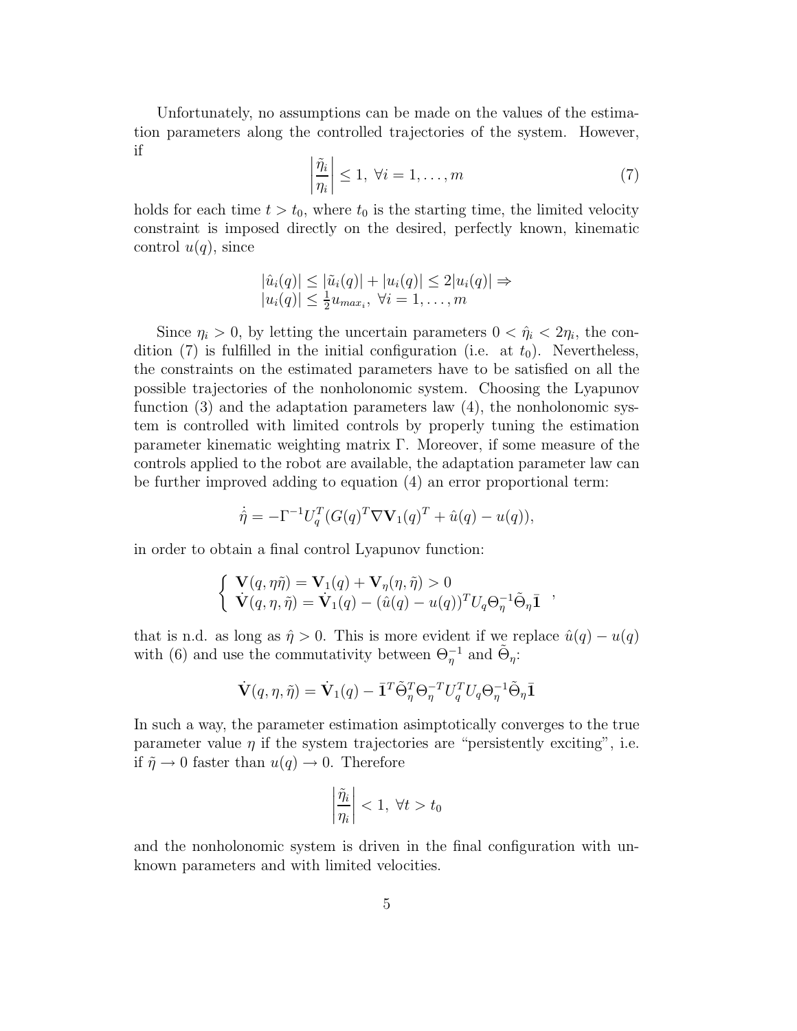Unfortunately, no assumptions can be made on the values of the estimation parameters along the controlled trajectories of the system. However, if

$$\left|\frac{\tilde{\eta}_i}{\eta_i}\right| \leq 1, \ \forall i = 1, \ldots, m \tag{7}$$

holds for each time $t > t_0$, where $t_0$ is the starting time, the limited velocity constraint is imposed directly on the desired, perfectly known, kinematic control $u(q)$, since

$$\begin{array}{l} |\hat{u}_i(q)| \leq |\tilde{u}_i(q)| + |u_i(q)| \leq 2|u_i(q)| \Rightarrow \\ |u_i(q)| \leq \frac{1}{2}u_{max_i}, \ \forall i = 1, \ldots, m \end{array}$$

Since $\eta_i > 0$, by letting the uncertain parameters $0 < \hat{\eta}_i < 2\eta_i$, the condition (7) is fulfilled in the initial configuration (i.e. at $t_0$). Nevertheless, the constraints on the estimated parameters have to be satisfied on all the possible trajectories of the nonholonomic system. Choosing the Lyapunov function (3) and the adaptation parameters law (4), the nonholonomic system is controlled with limited controls by properly tuning the estimation parameter kinematic weighting matrix $\Gamma$. Moreover, if some measure of the controls applied to the robot are available, the adaptation parameter law can be further improved adding to equation (4) an error proportional term:

$$\dot{\hat{\eta}} = -\Gamma^{-1}U_q^T(G(q)^T\nabla\mathbf{V}_1(q)^T + \hat{u}(q) - u(q)),$$

in order to obtain a final control Lyapunov function:

$$\left\{ \begin{array}{l} \mathbf{V}(q, \eta\tilde{\eta}) = \mathbf{V}_1(q) + \mathbf{V}_\eta(\eta, \tilde{\eta}) > 0 \\ \dot{\mathbf{V}}(q, \eta, \tilde{\eta}) = \dot{\mathbf{V}}_1(q) - (\hat{u}(q) - u(q))^T U_q \Theta_\eta^{-1}\tilde{\Theta}_\eta \bar{\mathbf{1}} \end{array} \right. ,$$

that is n.d. as long as $\hat{\eta} > 0$. This is more evident if we replace $\hat{u}(q) - u(q)$ with (6) and use the commutativity between $\Theta_\eta^{-1}$ and $\tilde{\Theta}_\eta$:

$$\dot{\mathbf{V}}(q, \eta, \tilde{\eta}) = \dot{\mathbf{V}}_1(q) - \bar{\mathbf{1}}^T\tilde{\Theta}_\eta^T\Theta_\eta^{-T}U_q^T U_q \Theta_\eta^{-1}\tilde{\Theta}_\eta\bar{\mathbf{1}}$$

In such a way, the parameter estimation asimptotically converges to the true parameter value $\eta$ if the system trajectories are "persistently exciting", i.e. if $\tilde{\eta} \to 0$ faster than $u(q) \to 0$. Therefore

$$\left|\frac{\tilde{\eta}_i}{\eta_i}\right| < 1, \ \forall t > t_0$$

and the nonholonomic system is driven in the final configuration with unknown parameters and with limited velocities.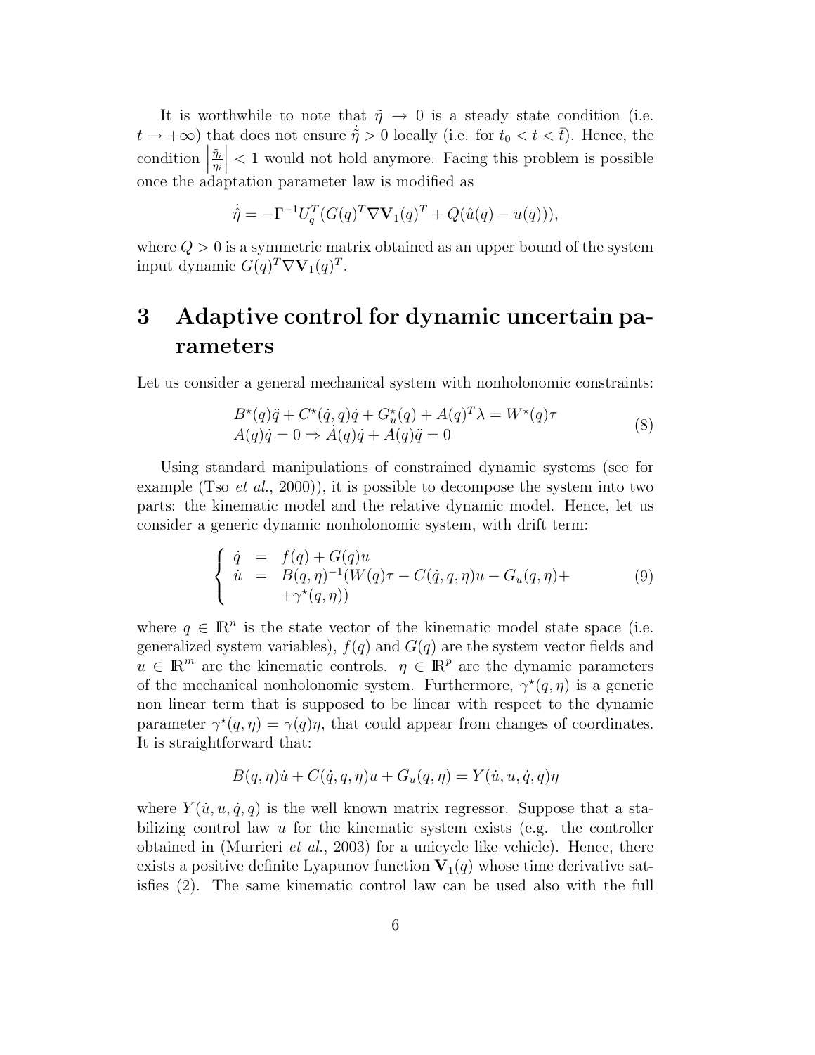It is worthwhile to note that $\tilde{\eta} \to 0$ is a steady state condition (i.e. $t \to +\infty$) that does not ensure $\dot{\tilde{\eta}} > 0$ locally (i.e. for $t_0 < t < \bar{t}$). Hence, the condition $\left|\frac{\tilde{\eta}_i}{\eta_i}\right| < 1$ would not hold anymore. Facing this problem is possible once the adaptation parameter law is modified as

$$\dot{\hat{\eta}} = -\Gamma^{-1} U_q^T (G(q)^T \nabla \mathbf{V}_1(q)^T + Q(\hat{u}(q) - u(q))),$$

where $Q > 0$ is a symmetric matrix obtained as an upper bound of the system input dynamic $G(q)^T \nabla \mathbf{V}_1(q)^T$.

# 3 Adaptive control for dynamic uncertain parameters

Let us consider a general mechanical system with nonholonomic constraints:

$$\begin{array}{l} B^\star(q)\ddot{q} + C^\star(\dot{q}, q)\dot{q} + G_u^\star(q) + A(q)^T\lambda = W^\star(q)\tau \\ A(q)\dot{q} = 0 \Rightarrow \dot{A}(q)\dot{q} + A(q)\ddot{q} = 0 \end{array} \tag{8}$$

Using standard manipulations of constrained dynamic systems (see for example (Tso *et al.*, 2000)), it is possible to decompose the system into two parts: the kinematic model and the relative dynamic model. Hence, let us consider a generic dynamic nonholonomic system, with drift term:

$$\left\{ \begin{array}{rcl} \dot{q} & = & f(q) + G(q)u \\ \dot{u} & = & B(q,\eta)^{-1}(W(q)\tau - C(\dot{q}, q, \eta)u - G_u(q,\eta) + \\ & & +\gamma^\star(q,\eta)) \end{array} \right. \tag{9}$$

where $q \in \mathbb{R}^n$ is the state vector of the kinematic model state space (i.e. generalized system variables), $f(q)$ and $G(q)$ are the system vector fields and $u \in \mathbb{R}^m$ are the kinematic controls. $\eta \in \mathbb{R}^p$ are the dynamic parameters of the mechanical nonholonomic system. Furthermore, $\gamma^\star(q,\eta)$ is a generic non linear term that is supposed to be linear with respect to the dynamic parameter $\gamma^\star(q,\eta) = \gamma(q)\eta$, that could appear from changes of coordinates. It is straightforward that:

$$B(q,\eta)\dot{u} + C(\dot{q}, q, \eta)u + G_u(q,\eta) = Y(\dot{u}, u, \dot{q}, q)\eta$$

where $Y(\dot{u}, u, \dot{q}, q)$ is the well known matrix regressor. Suppose that a stabilizing control law $u$ for the kinematic system exists (e.g. the controller obtained in (Murrieri *et al.*, 2003) for a unicycle like vehicle). Hence, there exists a positive definite Lyapunov function $\mathbf{V}_1(q)$ whose time derivative satisfies (2). The same kinematic control law can be used also with the full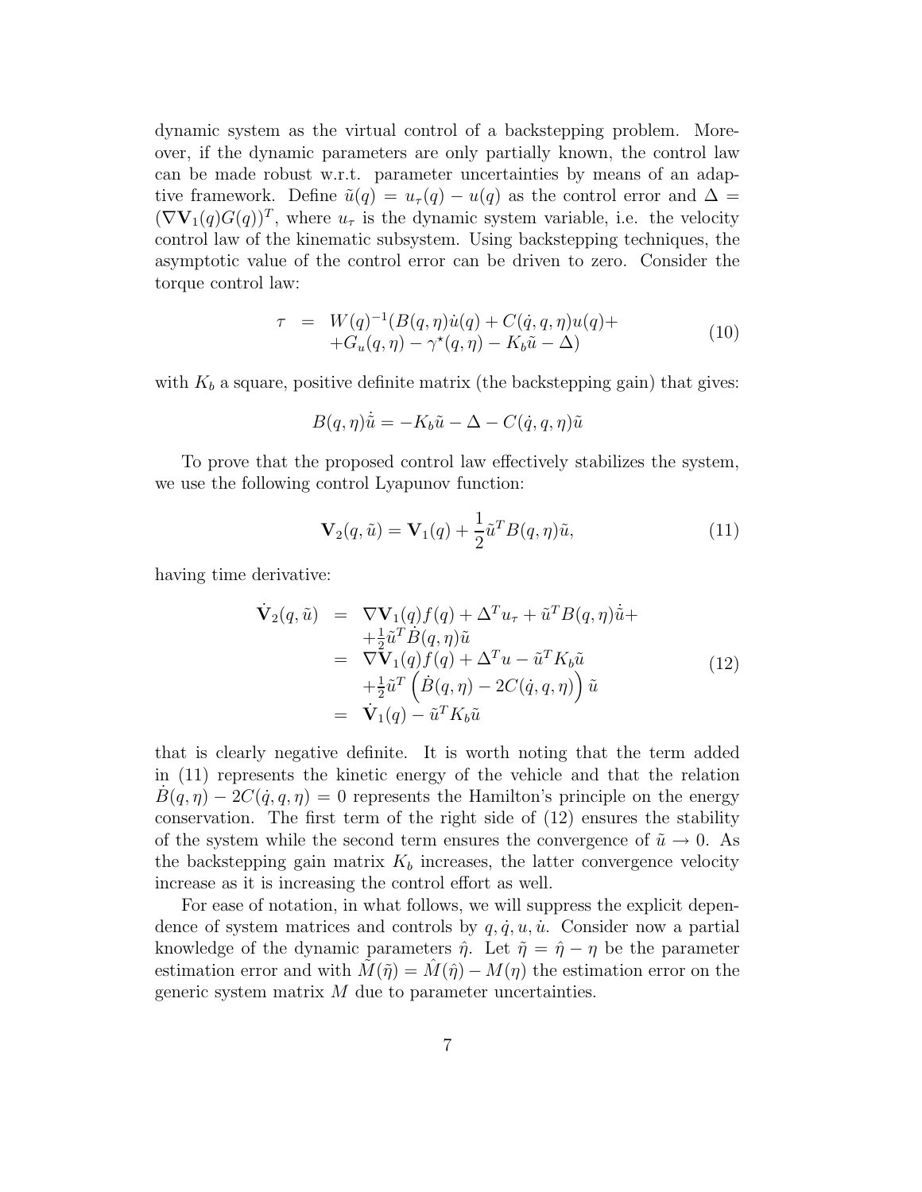dynamic system as the virtual control of a backstepping problem. Moreover, if the dynamic parameters are only partially known, the control law can be made robust w.r.t. parameter uncertainties by means of an adaptive framework. Define $\tilde{u}(q) = u_\tau(q) - u(q)$ as the control error and $\Delta = (\nabla \mathbf{V}_1(q) G(q))^T$, where $u_\tau$ is the dynamic system variable, i.e. the velocity control law of the kinematic subsystem. Using backstepping techniques, the asymptotic value of the control error can be driven to zero. Consider the torque control law:

$$
\begin{aligned}
\tau &= W(q)^{-1}(B(q,\eta)\dot{u}(q) + C(\dot{q},q,\eta)u(q) + \\
&\quad + G_u(q,\eta) - \gamma^\star(q,\eta) - K_b\tilde{u} - \Delta)
\end{aligned}
\tag{10}
$$

with $K_b$ a square, positive definite matrix (the backstepping gain) that gives:

$$
B(q,\eta)\dot{\tilde{u}} = -K_b\tilde{u} - \Delta - C(\dot{q},q,\eta)\tilde{u}
$$

To prove that the proposed control law effectively stabilizes the system, we use the following control Lyapunov function:

$$
\mathbf{V}_2(q,\tilde{u}) = \mathbf{V}_1(q) + \frac{1}{2}\tilde{u}^T B(q,\eta)\tilde{u},
\tag{11}
$$

having time derivative:

$$
\begin{aligned}
\dot{\mathbf{V}}_2(q,\tilde{u}) &= \nabla \mathbf{V}_1(q) f(q) + \Delta^T u_\tau + \tilde{u}^T B(q,\eta)\dot{\tilde{u}} + \\
&\quad + \tfrac{1}{2}\tilde{u}^T \dot{B}(q,\eta)\tilde{u} \\
&= \nabla \mathbf{V}_1(q) f(q) + \Delta^T u - \tilde{u}^T K_b \tilde{u} \\
&\quad + \tfrac{1}{2}\tilde{u}^T \left(\dot{B}(q,\eta) - 2C(\dot{q},q,\eta)\right)\tilde{u} \\
&= \dot{\mathbf{V}}_1(q) - \tilde{u}^T K_b \tilde{u}
\end{aligned}
\tag{12}
$$

that is clearly negative definite. It is worth noting that the term added in (11) represents the kinetic energy of the vehicle and that the relation $\dot{B}(q,\eta) - 2C(\dot{q},q,\eta) = 0$ represents the Hamilton's principle on the energy conservation. The first term of the right side of (12) ensures the stability of the system while the second term ensures the convergence of $\tilde{u} \to 0$. As the backstepping gain matrix $K_b$ increases, the latter convergence velocity increase as it is increasing the control effort as well.

For ease of notation, in what follows, we will suppress the explicit dependence of system matrices and controls by $q, \dot{q}, u, \dot{u}$. Consider now a partial knowledge of the dynamic parameters $\hat{\eta}$. Let $\tilde{\eta} = \hat{\eta} - \eta$ be the parameter estimation error and with $\tilde{M}(\tilde{\eta}) = \hat{M}(\hat{\eta}) - M(\eta)$ the estimation error on the generic system matrix $M$ due to parameter uncertainties.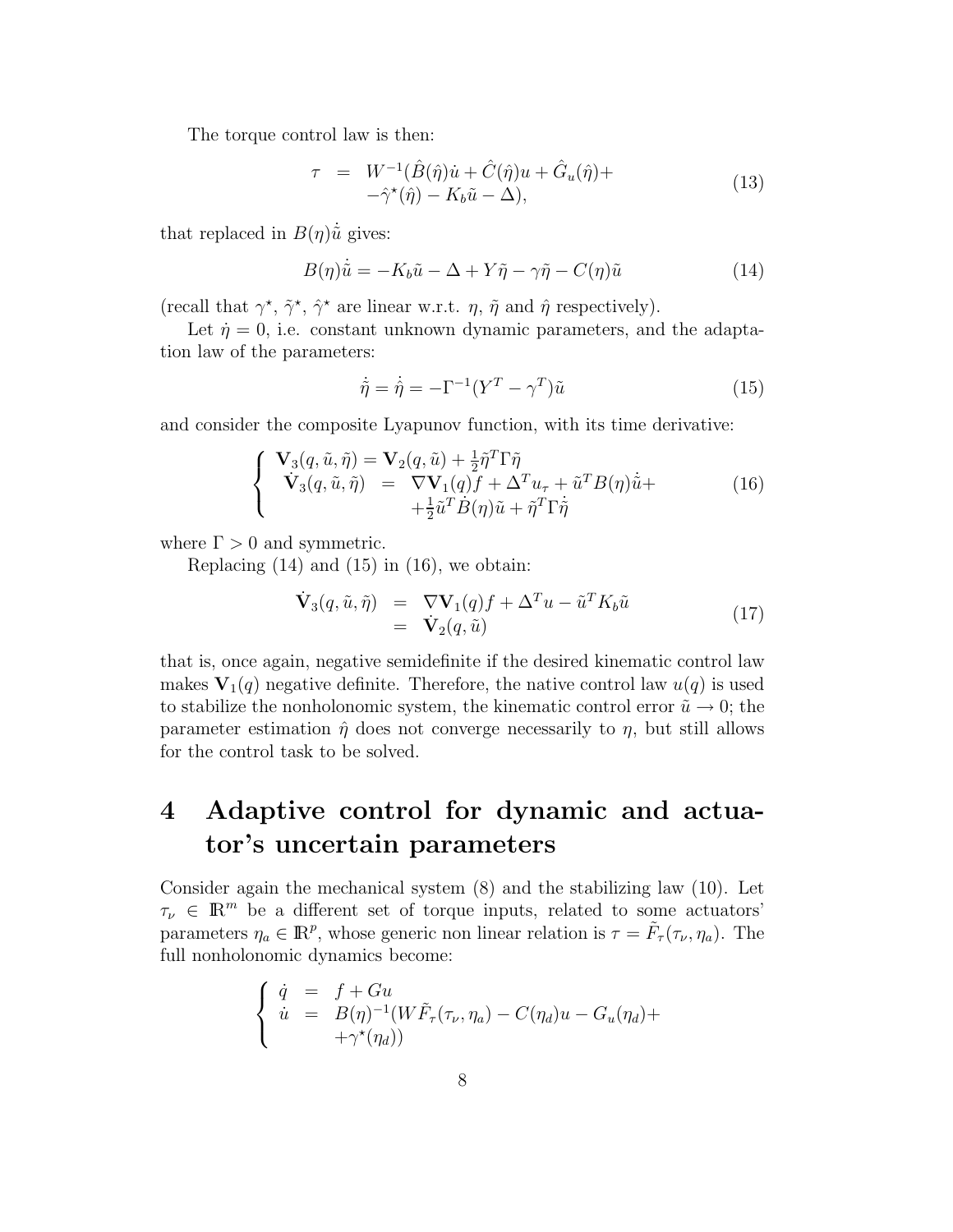The torque control law is then:

$$
\begin{array}{rcl}
\tau & = & W^{-1}(\hat{B}(\hat{\eta})\dot{u} + \hat{C}(\hat{\eta})u + \hat{G}_u(\hat{\eta}) + \\
 & & -\hat{\gamma}^{\star}(\hat{\eta}) - K_b\tilde{u} - \Delta),
\end{array}
\tag{13}
$$

that replaced in $B(\eta)\dot{\tilde{u}}$ gives:

$$
B(\eta)\dot{\tilde{u}} = -K_b\tilde{u} - \Delta + Y\tilde{\eta} - \gamma\tilde{\eta} - C(\eta)\tilde{u} \tag{14}
$$

(recall that $\gamma^{\star}$, $\tilde{\gamma}^{\star}$, $\hat{\gamma}^{\star}$ are linear w.r.t. $\eta$, $\tilde{\eta}$ and $\hat{\eta}$ respectively).

Let $\dot{\eta} = 0$, i.e. constant unknown dynamic parameters, and the adaptation law of the parameters:

$$
\dot{\tilde{\eta}} = \dot{\hat{\eta}} = -\Gamma^{-1}(Y^T - \gamma^T)\tilde{u} \tag{15}
$$

and consider the composite Lyapunov function, with its time derivative:

$$
\left\{
\begin{array}{rcl}
\mathbf{V}_3(q, \tilde{u}, \tilde{\eta}) = \mathbf{V}_2(q, \tilde{u}) + \frac{1}{2}\tilde{\eta}^T\Gamma\tilde{\eta} & & \\
\dot{\mathbf{V}}_3(q, \tilde{u}, \tilde{\eta}) & = & \nabla\mathbf{V}_1(q)f + \Delta^T u_\tau + \tilde{u}^T B(\eta)\dot{\tilde{u}} + \\
 & & +\frac{1}{2}\tilde{u}^T\dot{B}(\eta)\tilde{u} + \tilde{\eta}^T\Gamma\dot{\tilde{\eta}}
\end{array}
\right.
\tag{16}
$$

where $\Gamma > 0$ and symmetric.

Replacing (14) and (15) in (16), we obtain:

$$
\begin{array}{rcl}
\dot{\mathbf{V}}_3(q, \tilde{u}, \tilde{\eta}) & = & \nabla\mathbf{V}_1(q)f + \Delta^T u - \tilde{u}^T K_b\tilde{u} \\
 & = & \dot{\mathbf{V}}_2(q, \tilde{u})
\end{array}
\tag{17}
$$

that is, once again, negative semidefinite if the desired kinematic control law makes $\mathbf{V}_1(q)$ negative definite. Therefore, the native control law $u(q)$ is used to stabilize the nonholonomic system, the kinematic control error $\tilde{u} \to 0$; the parameter estimation $\hat{\eta}$ does not converge necessarily to $\eta$, but still allows for the control task to be solved.

# 4 Adaptive control for dynamic and actuator's uncertain parameters

Consider again the mechanical system (8) and the stabilizing law (10). Let $\tau_\nu \in \mathbb{R}^m$ be a different set of torque inputs, related to some actuators' parameters $\eta_a \in \mathbb{R}^p$, whose generic non linear relation is $\tau = \tilde{F}_\tau(\tau_\nu, \eta_a)$. The full nonholonomic dynamics become:

$$
\left\{
\begin{array}{rcl}
\dot{q} & = & f + Gu \\
\dot{u} & = & B(\eta)^{-1}(W\tilde{F}_\tau(\tau_\nu, \eta_a) - C(\eta_d)u - G_u(\eta_d) + \\
 & & +\gamma^{\star}(\eta_d))
\end{array}
\right.
$$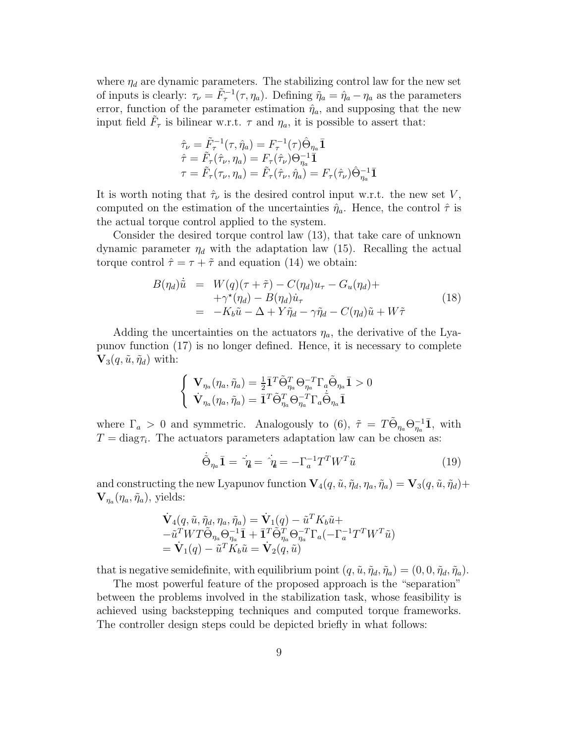where $\eta_d$ are dynamic parameters. The stabilizing control law for the new set of inputs is clearly: $\tau_\nu = \tilde{F}_\tau^{-1}(\tau, \eta_a)$. Defining $\tilde{\eta}_a = \hat{\eta}_a - \eta_a$ as the parameters error, function of the parameter estimation $\hat{\eta}_a$, and supposing that the new input field $\tilde{F}_\tau$ is bilinear w.r.t. $\tau$ and $\eta_a$, it is possible to assert that:

$$
\begin{aligned}
&\hat{\tau}_\nu = \tilde{F}_\tau^{-1}(\tau, \hat{\eta}_a) = F_\tau^{-1}(\tau)\hat{\Theta}_{\eta_a}\bar{\mathbf{1}} \\
&\hat{\tau} = \tilde{F}_\tau(\hat{\tau}_\nu, \eta_a) = F_\tau(\hat{\tau}_\nu)\Theta_{\eta_a}^{-1}\bar{\mathbf{1}} \\
&\tau = \tilde{F}_\tau(\tau_\nu, \eta_a) = \tilde{F}_\tau(\hat{\tau}_\nu, \hat{\eta}_a) = F_\tau(\hat{\tau}_\nu)\hat{\Theta}_{\eta_a}^{-1}\bar{\mathbf{1}}
\end{aligned}
$$

It is worth noting that $\hat{\tau}_\nu$ is the desired control input w.r.t. the new set $V$, computed on the estimation of the uncertainties $\hat{\eta}_a$. Hence, the control $\hat{\tau}$ is the actual torque control applied to the system.

Consider the desired torque control law (13), that take care of unknown dynamic parameter $\eta_d$ with the adaptation law (15). Recalling the actual torque control $\hat{\tau} = \tau + \tilde{\tau}$ and equation (14) we obtain:

$$
\begin{aligned}
B(\eta_d)\dot{\tilde{u}} &= W(q)(\tau + \tilde{\tau}) - C(\eta_d)u_\tau - G_u(\eta_d) + \\
&\quad + \gamma^\star(\eta_d) - B(\eta_d)\dot{u}_\tau \\
&= -K_b\tilde{u} - \Delta + Y\tilde{\eta}_d - \gamma\tilde{\eta}_d - C(\eta_d)\tilde{u} + W\tilde{\tau}
\end{aligned}
\tag{18}
$$

Adding the uncertainties on the actuators $\eta_a$, the derivative of the Lyapunov function (17) is no longer defined. Hence, it is necessary to complete $\mathbf{V}_3(q, \tilde{u}, \tilde{\eta}_d)$ with:

$$
\begin{cases}
\mathbf{V}_{\eta_a}(\eta_a, \tilde{\eta}_a) = \frac{1}{2}\bar{\mathbf{1}}^T\tilde{\Theta}_{\eta_a}^T\Theta_{\eta_a}^{-T}\Gamma_a\tilde{\Theta}_{\eta_a}\bar{\mathbf{1}} > 0 \\
\dot{\mathbf{V}}_{\eta_a}(\eta_a, \tilde{\eta}_a) = \bar{\mathbf{1}}^T\tilde{\Theta}_{\eta_a}^T\Theta_{\eta_a}^{-T}\Gamma_a\dot{\tilde{\Theta}}_{\eta_a}\bar{\mathbf{1}}
\end{cases}
$$

where $\Gamma_a > 0$ and symmetric. Analogously to (6), $\tilde{\tau} = T\tilde{\Theta}_{\eta_a}\Theta_{\eta_a}^{-1}\bar{\mathbf{1}}$, with $T = \text{diag}\tau_i$. The actuators parameters adaptation law can be chosen as:

$$
\dot{\tilde{\Theta}}_{\eta_a}\bar{\mathbf{1}} = \dot{\tilde{\eta}}_a = \dot{\hat{\eta}}_a = -\Gamma_a^{-1}T^TW^T\tilde{u}
\tag{19}
$$

and constructing the new Lyapunov function $\mathbf{V}_4(q, \tilde{u}, \tilde{\eta}_d, \eta_a, \tilde{\eta}_a) = \mathbf{V}_3(q, \tilde{u}, \tilde{\eta}_d) + \mathbf{V}_{\eta_a}(\eta_a, \tilde{\eta}_a)$, yields:

$$
\begin{aligned}
&\dot{\mathbf{V}}_4(q, \tilde{u}, \tilde{\eta}_d, \eta_a, \tilde{\eta}_a) = \dot{\mathbf{V}}_1(q) - \tilde{u}^TK_b\tilde{u} + \\
&-\tilde{u}^TWT\tilde{\Theta}_{\eta_a}\Theta_{\eta_a}^{-1}\bar{\mathbf{1}} + \bar{\mathbf{1}}^T\tilde{\Theta}_{\eta_a}^T\Theta_{\eta_a}^{-T}\Gamma_a(-\Gamma_a^{-1}T^TW^T\tilde{u}) \\
&= \dot{\mathbf{V}}_1(q) - \tilde{u}^TK_b\tilde{u} = \dot{\mathbf{V}}_2(q, \tilde{u})
\end{aligned}
$$

that is negative semidefinite, with equilibrium point $(q, \tilde{u}, \tilde{\eta}_d, \tilde{\eta}_a) = (0, 0, \tilde{\eta}_d, \tilde{\eta}_a)$.

The most powerful feature of the proposed approach is the "separation" between the problems involved in the stabilization task, whose feasibility is achieved using backstepping techniques and computed torque frameworks. The controller design steps could be depicted briefly in what follows: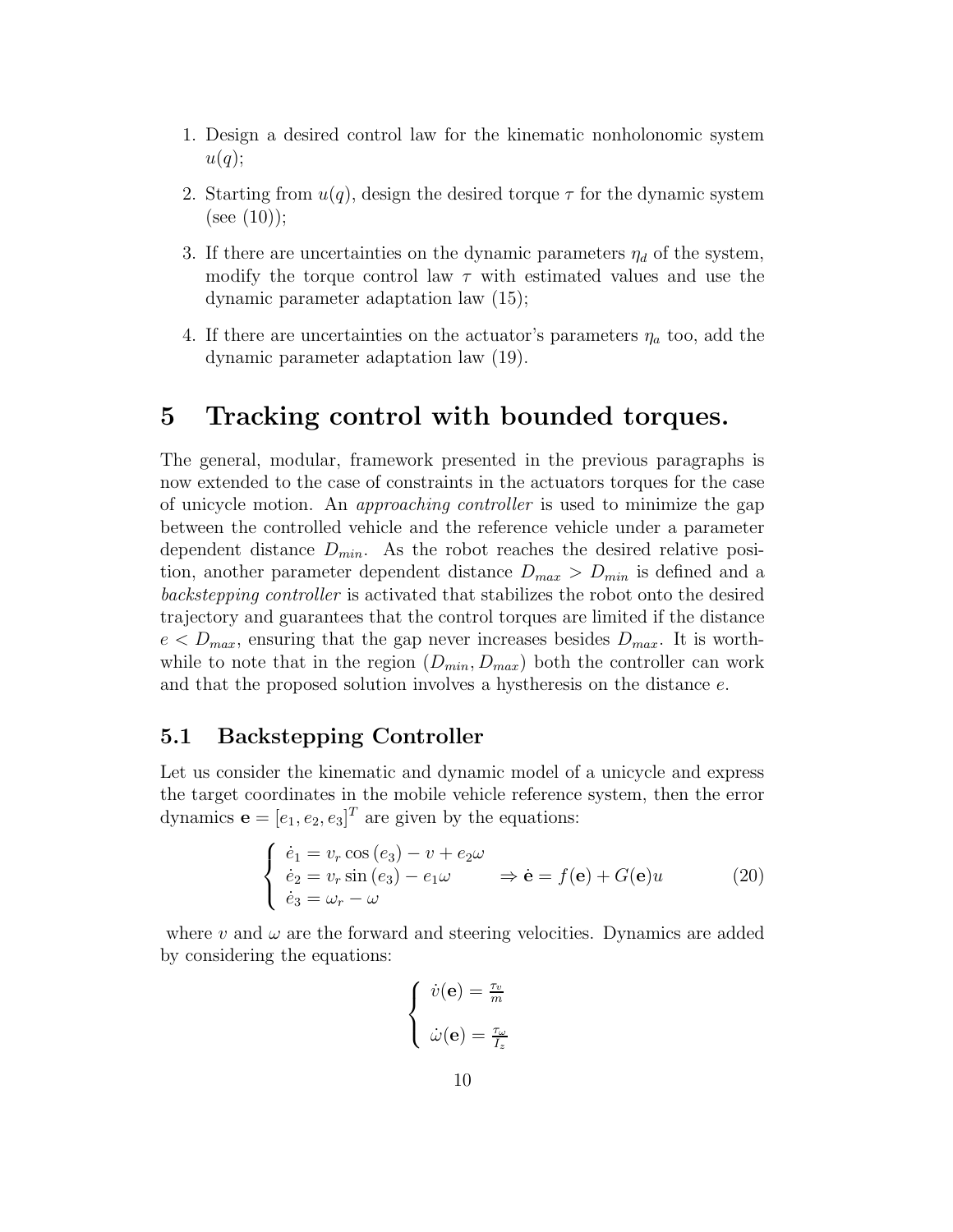1. Design a desired control law for the kinematic nonholonomic system $u(q)$;

2. Starting from $u(q)$, design the desired torque $\tau$ for the dynamic system (see (10));

3. If there are uncertainties on the dynamic parameters $\eta_d$ of the system, modify the torque control law $\tau$ with estimated values and use the dynamic parameter adaptation law (15);

4. If there are uncertainties on the actuator's parameters $\eta_a$ too, add the dynamic parameter adaptation law (19).

# 5 Tracking control with bounded torques.

The general, modular, framework presented in the previous paragraphs is now extended to the case of constraints in the actuators torques for the case of unicycle motion. An *approaching controller* is used to minimize the gap between the controlled vehicle and the reference vehicle under a parameter dependent distance $D_{min}$. As the robot reaches the desired relative position, another parameter dependent distance $D_{max} > D_{min}$ is defined and a *backstepping controller* is activated that stabilizes the robot onto the desired trajectory and guarantees that the control torques are limited if the distance $e < D_{max}$, ensuring that the gap never increases besides $D_{max}$. It is worthwhile to note that in the region $(D_{min}, D_{max})$ both the controller can work and that the proposed solution involves a hystheresis on the distance $e$.

## 5.1 Backstepping Controller

Let us consider the kinematic and dynamic model of a unicycle and express the target coordinates in the mobile vehicle reference system, then the error dynamics $\mathbf{e} = [e_1, e_2, e_3]^T$ are given by the equations:

$$\left\{ \begin{array}{l} \dot{e}_1 = v_r \cos(e_3) - v + e_2 \omega \\ \dot{e}_2 = v_r \sin(e_3) - e_1 \omega \\ \dot{e}_3 = \omega_r - \omega \end{array} \right. \Rightarrow \dot{\mathbf{e}} = f(\mathbf{e}) + G(\mathbf{e})u \tag{20}$$

where $v$ and $\omega$ are the forward and steering velocities. Dynamics are added by considering the equations:

$$\left\{ \begin{array}{l} \dot{v}(\mathbf{e}) = \frac{\tau_v}{m} \\ \\ \dot{\omega}(\mathbf{e}) = \frac{\tau_\omega}{I_z} \end{array} \right.$$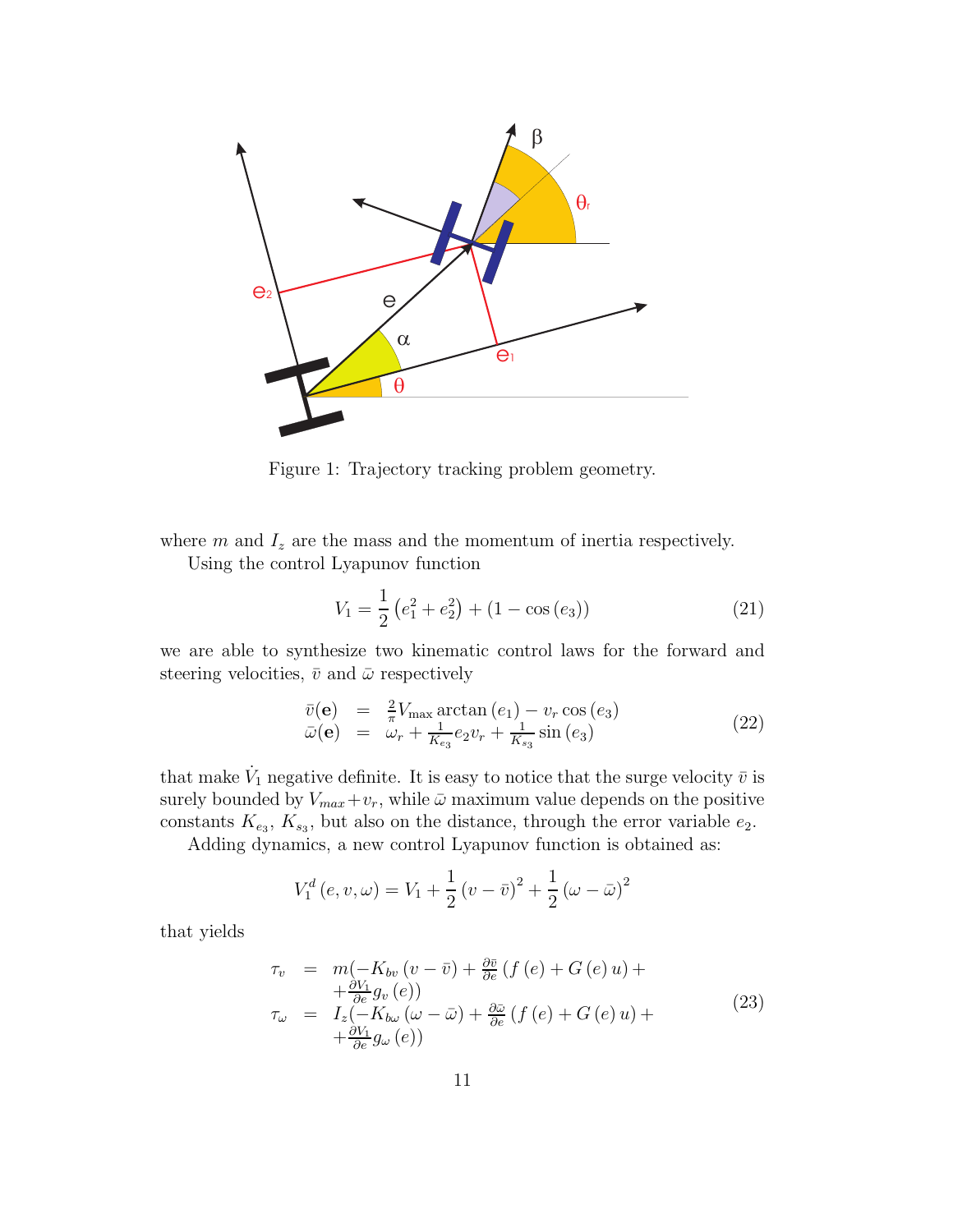Figure 1: Trajectory tracking problem geometry.

where $m$ and $I_z$ are the mass and the momentum of inertia respectively.

Using the control Lyapunov function

$$V_1 = \frac{1}{2}\left(e_1^2 + e_2^2\right) + \left(1 - \cos\left(e_3\right)\right) \tag{21}$$

we are able to synthesize two kinematic control laws for the forward and steering velocities, $\bar{v}$ and $\bar{\omega}$ respectively

$$\begin{array}{rcl} \bar{v}(\mathbf{e}) & = & \frac{2}{\pi} V_{\max} \arctan\left(e_1\right) - v_r \cos\left(e_3\right) \\ \bar{\omega}(\mathbf{e}) & = & \omega_r + \frac{1}{K_{e_3}} e_2 v_r + \frac{1}{K_{s_3}} \sin\left(e_3\right) \end{array} \tag{22}$$

that make $\dot{V}_1$ negative definite. It is easy to notice that the surge velocity $\bar{v}$ is surely bounded by $V_{max} + v_r$, while $\bar{\omega}$ maximum value depends on the positive constants $K_{e_3}$, $K_{s_3}$, but also on the distance, through the error variable $e_2$.

Adding dynamics, a new control Lyapunov function is obtained as:

$$V_1^d\left(e, v, \omega\right) = V_1 + \frac{1}{2}\left(v - \bar{v}\right)^2 + \frac{1}{2}\left(\omega - \bar{\omega}\right)^2$$

that yields

$$\begin{array}{rcl} \tau_v & = & m(-K_{bv}\left(v - \bar{v}\right) + \frac{\partial \bar{v}}{\partial e}\left(f\left(e\right) + G\left(e\right)u\right) + \\ & & + \frac{\partial V_1}{\partial e} g_v\left(e\right)) \\ \tau_\omega & = & I_z(-K_{b\omega}\left(\omega - \bar{\omega}\right) + \frac{\partial \bar{\omega}}{\partial e}\left(f\left(e\right) + G\left(e\right)u\right) + \\ & & + \frac{\partial V_1}{\partial e} g_\omega\left(e\right)) \end{array} \tag{23}$$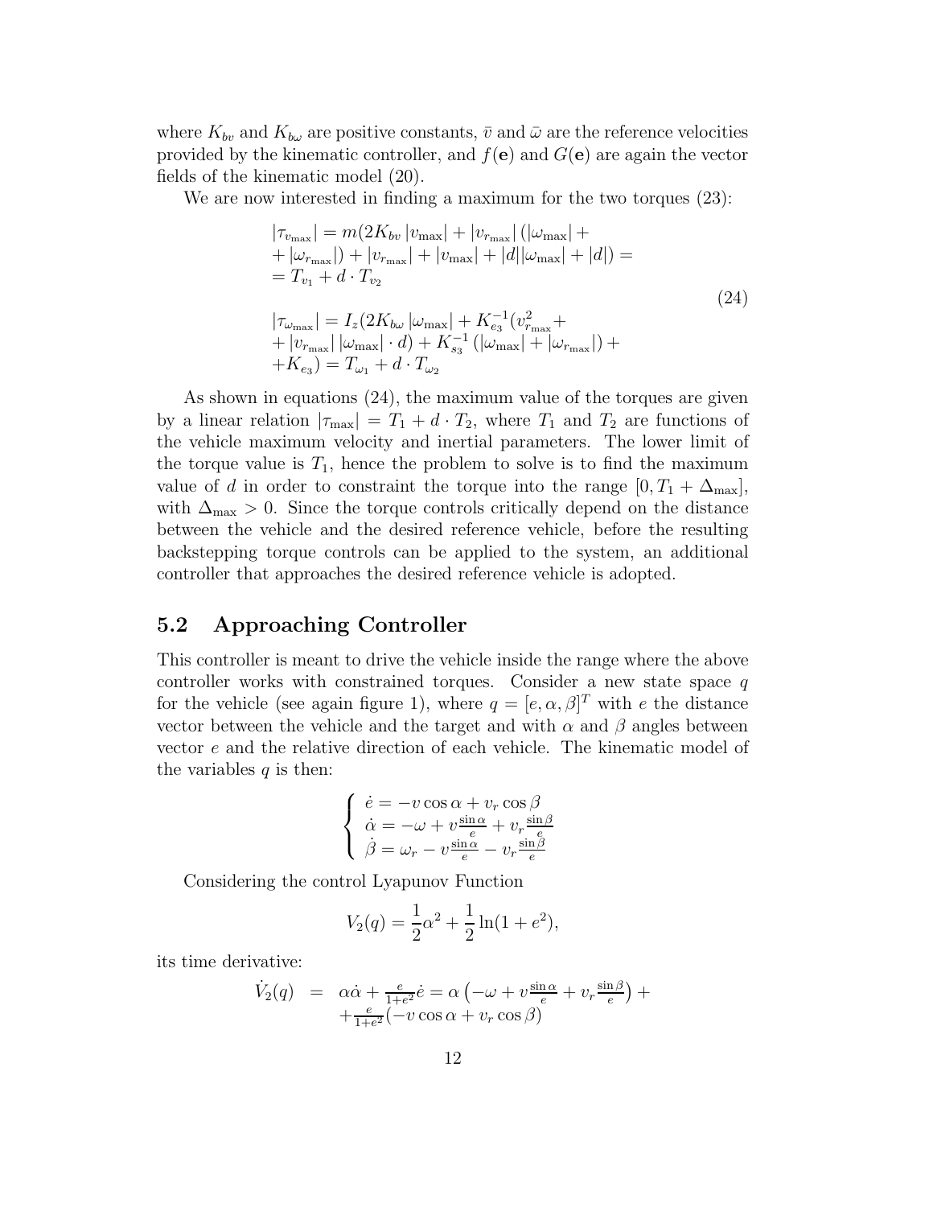where $K_{bv}$ and $K_{b\omega}$ are positive constants, $\bar{v}$ and $\bar{\omega}$ are the reference velocities provided by the kinematic controller, and $f(\mathbf{e})$ and $G(\mathbf{e})$ are again the vector fields of the kinematic model (20).

We are now interested in finding a maximum for the two torques (23):

$$
\begin{aligned}
&|\tau_{v_{\max}}| = m(2K_{bv}\,|v_{\max}| + |v_{r_{\max}}|\,(|\omega_{\max}| + \\
&+ |\omega_{r_{\max}}|) + |v_{r_{\max}}| + |v_{\max}| + |d||\omega_{\max}| + |d|) = \\
&= T_{v_1} + d \cdot T_{v_2} \\
& \\
&|\tau_{\omega_{\max}}| = I_z(2K_{b\omega}\,|\omega_{\max}| + K_{e_3}^{-1}(v_{r_{\max}}^2 + \\
&+ |v_{r_{\max}}|\,|\omega_{\max}| \cdot d) + K_{s_3}^{-1}\,(|\omega_{\max}| + |\omega_{r_{\max}}|) + \\
&+ K_{e_3}) = T_{\omega_1} + d \cdot T_{\omega_2}
\end{aligned}
\tag{24}
$$

As shown in equations (24), the maximum value of the torques are given by a linear relation $|\tau_{\max}| = T_1 + d \cdot T_2$, where $T_1$ and $T_2$ are functions of the vehicle maximum velocity and inertial parameters. The lower limit of the torque value is $T_1$, hence the problem to solve is to find the maximum value of $d$ in order to constraint the torque into the range $[0, T_1 + \Delta_{\max}]$, with $\Delta_{\max} > 0$. Since the torque controls critically depend on the distance between the vehicle and the desired reference vehicle, before the resulting backstepping torque controls can be applied to the system, an additional controller that approaches the desired reference vehicle is adopted.

## 5.2 Approaching Controller

This controller is meant to drive the vehicle inside the range where the above controller works with constrained torques. Consider a new state space $q$ for the vehicle (see again figure 1), where $q = [e, \alpha, \beta]^T$ with $e$ the distance vector between the vehicle and the target and with $\alpha$ and $\beta$ angles between vector $e$ and the relative direction of each vehicle. The kinematic model of the variables $q$ is then:

$$
\begin{cases}
\dot{e} = -v\cos\alpha + v_r\cos\beta \\
\dot{\alpha} = -\omega + v\frac{\sin\alpha}{e} + v_r\frac{\sin\beta}{e} \\
\dot{\beta} = \omega_r - v\frac{\sin\alpha}{e} - v_r\frac{\sin\beta}{e}
\end{cases}
$$

Considering the control Lyapunov Function

$$
V_2(q) = \frac{1}{2}\alpha^2 + \frac{1}{2}\ln(1 + e^2),
$$

its time derivative:

$$
\begin{aligned}
\dot{V}_2(q) \;&=\; \alpha\dot{\alpha} + \tfrac{e}{1+e^2}\dot{e} = \alpha\left(-\omega + v\tfrac{\sin\alpha}{e} + v_r\tfrac{\sin\beta}{e}\right) + \\
&\quad + \tfrac{e}{1+e^2}(-v\cos\alpha + v_r\cos\beta)
\end{aligned}
$$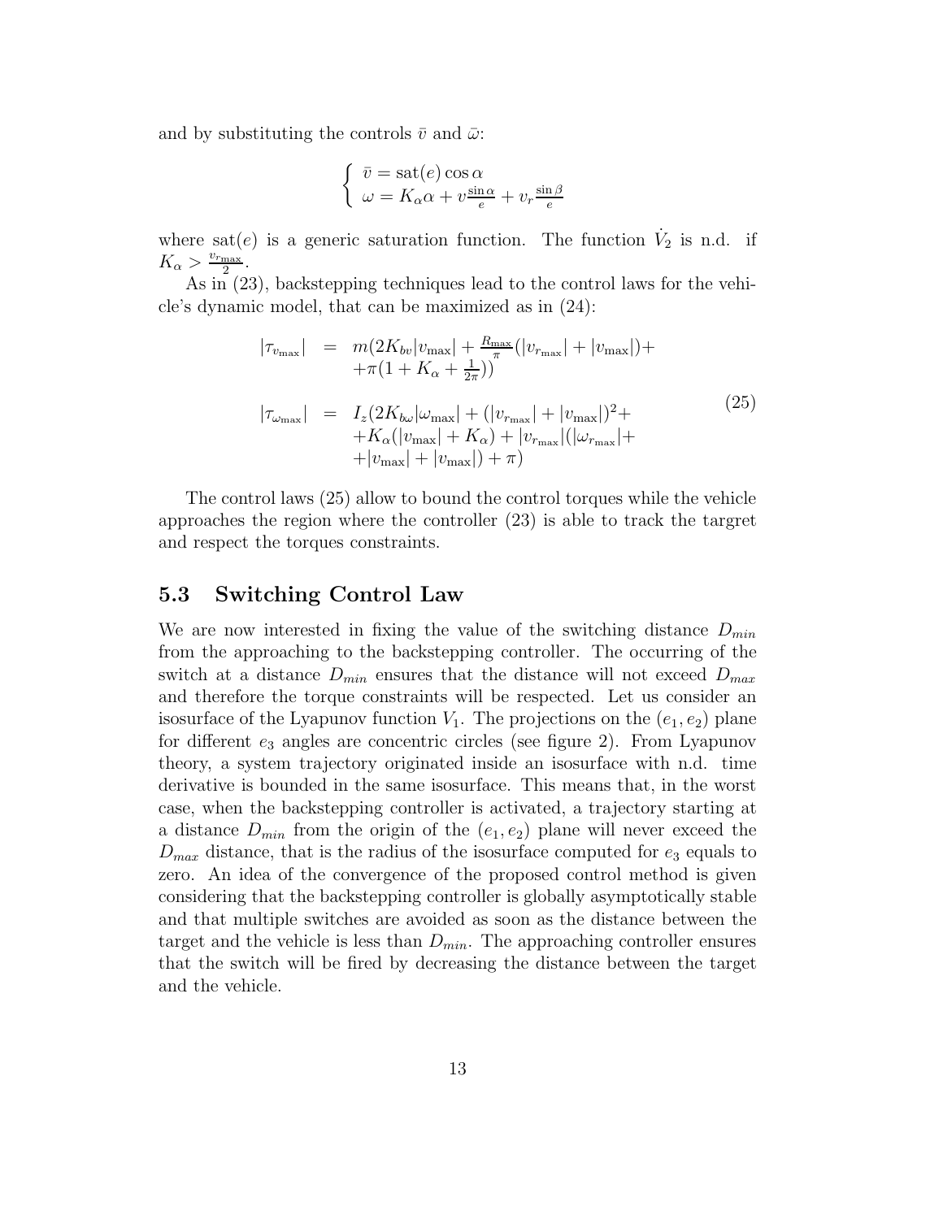and by substituting the controls $\bar{v}$ and $\bar{\omega}$:

$$
\begin{cases} \bar{v} = \text{sat}(e)\cos\alpha \\ \omega = K_\alpha \alpha + v\frac{\sin\alpha}{e} + v_r\frac{\sin\beta}{e} \end{cases}
$$

where $\text{sat}(e)$ is a generic saturation function. The function $\dot{V}_2$ is n.d. if $K_\alpha > \frac{v_{r_{\max}}}{2}$.

As in (23), backstepping techniques lead to the control laws for the vehicle's dynamic model, that can be maximized as in (24):

$$
\begin{aligned}
|\tau_{v_{\max}}| &= m(2K_{bv}|v_{\max}| + \tfrac{R_{\max}}{\pi}(|v_{r_{\max}}| + |v_{\max}|) + \\
&\quad +\pi(1 + K_\alpha + \tfrac{1}{2\pi})) \\
|\tau_{\omega_{\max}}| &= I_z(2K_{b\omega}|\omega_{\max}| + (|v_{r_{\max}}| + |v_{\max}|)^2 + \\
&\quad +K_\alpha(|v_{\max}| + K_\alpha) + |v_{r_{\max}}|((|\omega_{r_{\max}}| + \\
&\quad +|v_{\max}| + |v_{\max}|) + \pi)
\end{aligned} \tag{25}
$$

The control laws (25) allow to bound the control torques while the vehicle approaches the region where the controller (23) is able to track the targret and respect the torques constraints.

## 5.3 Switching Control Law

We are now interested in fixing the value of the switching distance $D_{min}$ from the approaching to the backstepping controller. The occurring of the switch at a distance $D_{min}$ ensures that the distance will not exceed $D_{max}$ and therefore the torque constraints will be respected. Let us consider an isosurface of the Lyapunov function $V_1$. The projections on the $(e_1, e_2)$ plane for different $e_3$ angles are concentric circles (see figure 2). From Lyapunov theory, a system trajectory originated inside an isosurface with n.d. time derivative is bounded in the same isosurface. This means that, in the worst case, when the backstepping controller is activated, a trajectory starting at a distance $D_{min}$ from the origin of the $(e_1, e_2)$ plane will never exceed the $D_{max}$ distance, that is the radius of the isosurface computed for $e_3$ equals to zero. An idea of the convergence of the proposed control method is given considering that the backstepping controller is globally asymptotically stable and that multiple switches are avoided as soon as the distance between the target and the vehicle is less than $D_{min}$. The approaching controller ensures that the switch will be fired by decreasing the distance between the target and the vehicle.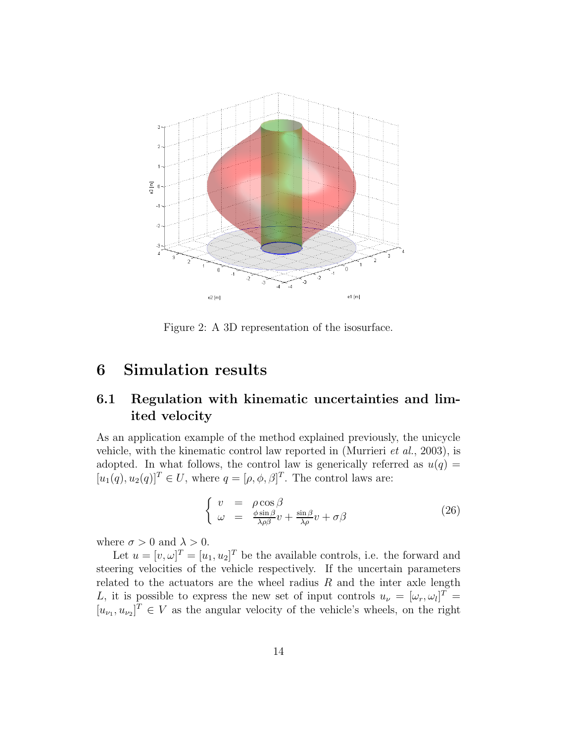Figure 2: A 3D representation of the isosurface.

# 6 Simulation results

## 6.1 Regulation with kinematic uncertainties and limited velocity

As an application example of the method explained previously, the unicycle vehicle, with the kinematic control law reported in (Murrieri *et al.*, 2003), is adopted. In what follows, the control law is generically referred as $u(q) = [u_1(q), u_2(q)]^T \in U$, where $q = [\rho, \phi, \beta]^T$. The control laws are:

$$\left\{ \begin{array}{lcl} v & = & \rho \cos \beta \\ \omega & = & \frac{\phi \sin \beta}{\lambda \rho \beta} v + \frac{\sin \beta}{\lambda \rho} v + \sigma \beta \end{array} \right. \tag{26}$$

where $\sigma > 0$ and $\lambda > 0$.

Let $u = [v, \omega]^T = [u_1, u_2]^T$ be the available controls, i.e. the forward and steering velocities of the vehicle respectively. If the uncertain parameters related to the actuators are the wheel radius $R$ and the inter axle length $L$, it is possible to express the new set of input controls $u_\nu = [\omega_r, \omega_l]^T = [u_{\nu_1}, u_{\nu_2}]^T \in V$ as the angular velocity of the vehicle's wheels, on the right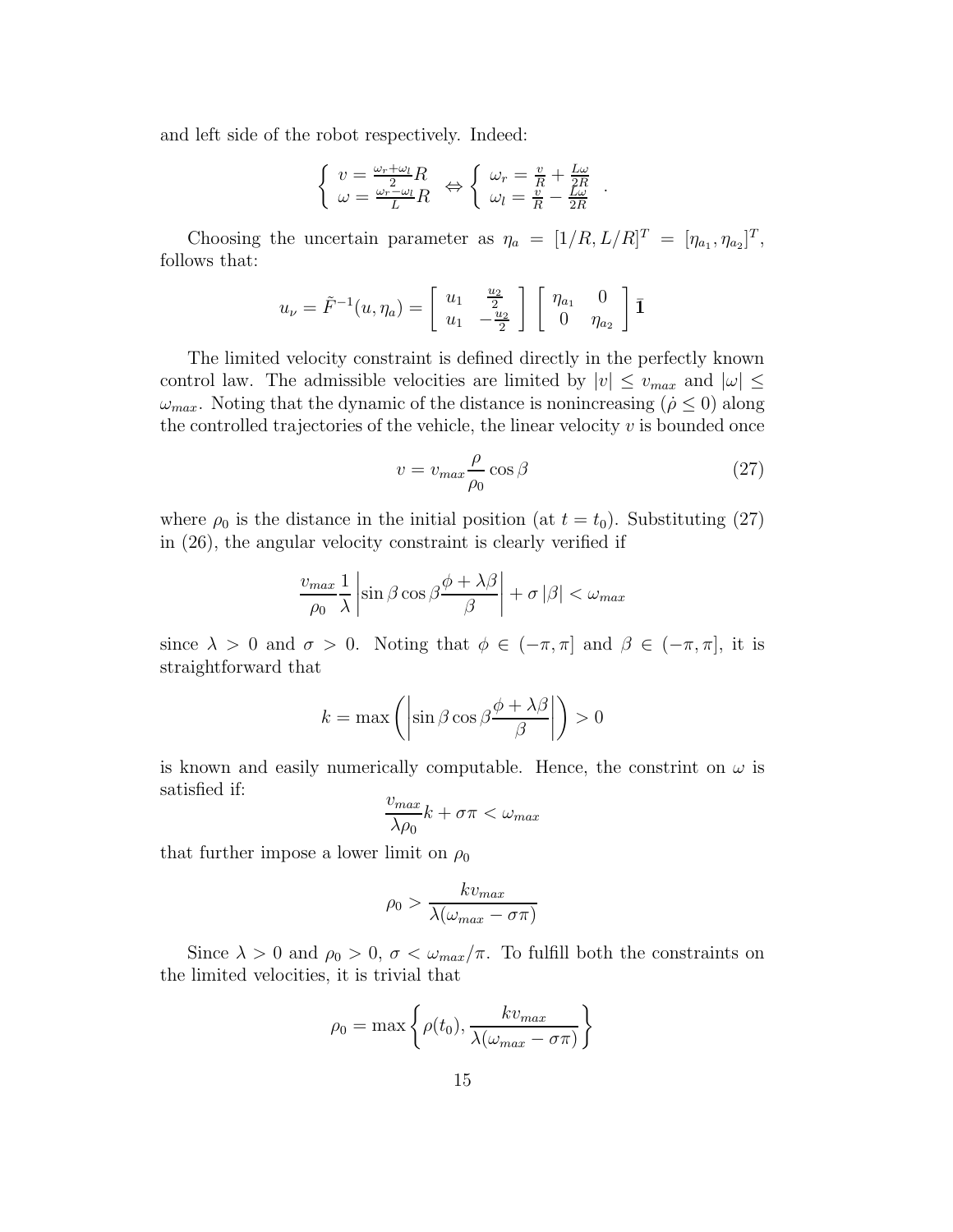and left side of the robot respectively. Indeed:

$$\left\{ \begin{array}{l} v = \frac{\omega_r + \omega_l}{2} R \\ \omega = \frac{\omega_r - \omega_l}{L} R \end{array} \right. \Leftrightarrow \left\{ \begin{array}{l} \omega_r = \frac{v}{R} + \frac{L\omega}{2R} \\ \omega_l = \frac{v}{R} - \frac{L\omega}{2R} \end{array} \right. .$$

Choosing the uncertain parameter as $\eta_a = [1/R, L/R]^T = [\eta_{a_1}, \eta_{a_2}]^T$, follows that:

$$u_\nu = \tilde{F}^{-1}(u, \eta_a) = \left[ \begin{array}{cc} u_1 & \frac{u_2}{2} \\ u_1 & -\frac{u_2}{2} \end{array} \right] \left[ \begin{array}{cc} \eta_{a_1} & 0 \\ 0 & \eta_{a_2} \end{array} \right] \bar{\mathbf{1}}$$

The limited velocity constraint is defined directly in the perfectly known control law. The admissible velocities are limited by $|v| \leq v_{max}$ and $|\omega| \leq \omega_{max}$. Noting that the dynamic of the distance is nonincreasing ($\dot{\rho} \leq 0$) along the controlled trajectories of the vehicle, the linear velocity $v$ is bounded once

$$v = v_{max} \frac{\rho}{\rho_0} \cos\beta \tag{27}$$

where $\rho_0$ is the distance in the initial position (at $t = t_0$). Substituting (27) in (26), the angular velocity constraint is clearly verified if

$$\frac{v_{max}}{\rho_0} \frac{1}{\lambda} \left| \sin\beta \cos\beta \frac{\phi + \lambda\beta}{\beta} \right| + \sigma \left| \beta \right| < \omega_{max}$$

since $\lambda > 0$ and $\sigma > 0$. Noting that $\phi \in (-\pi, \pi]$ and $\beta \in (-\pi, \pi]$, it is straightforward that

$$k = \max \left( \left| \sin\beta \cos\beta \frac{\phi + \lambda\beta}{\beta} \right| \right) > 0$$

is known and easily numerically computable. Hence, the constrint on $\omega$ is satisfied if:

$$\frac{v_{max}}{\lambda \rho_0} k + \sigma\pi < \omega_{max}$$

that further impose a lower limit on $\rho_0$

$$\rho_0 > \frac{k v_{max}}{\lambda(\omega_{max} - \sigma\pi)}$$

Since $\lambda > 0$ and $\rho_0 > 0$, $\sigma < \omega_{max}/\pi$. To fulfill both the constraints on the limited velocities, it is trivial that

$$\rho_0 = \max \left\{ \rho(t_0), \frac{k v_{max}}{\lambda(\omega_{max} - \sigma\pi)} \right\}$$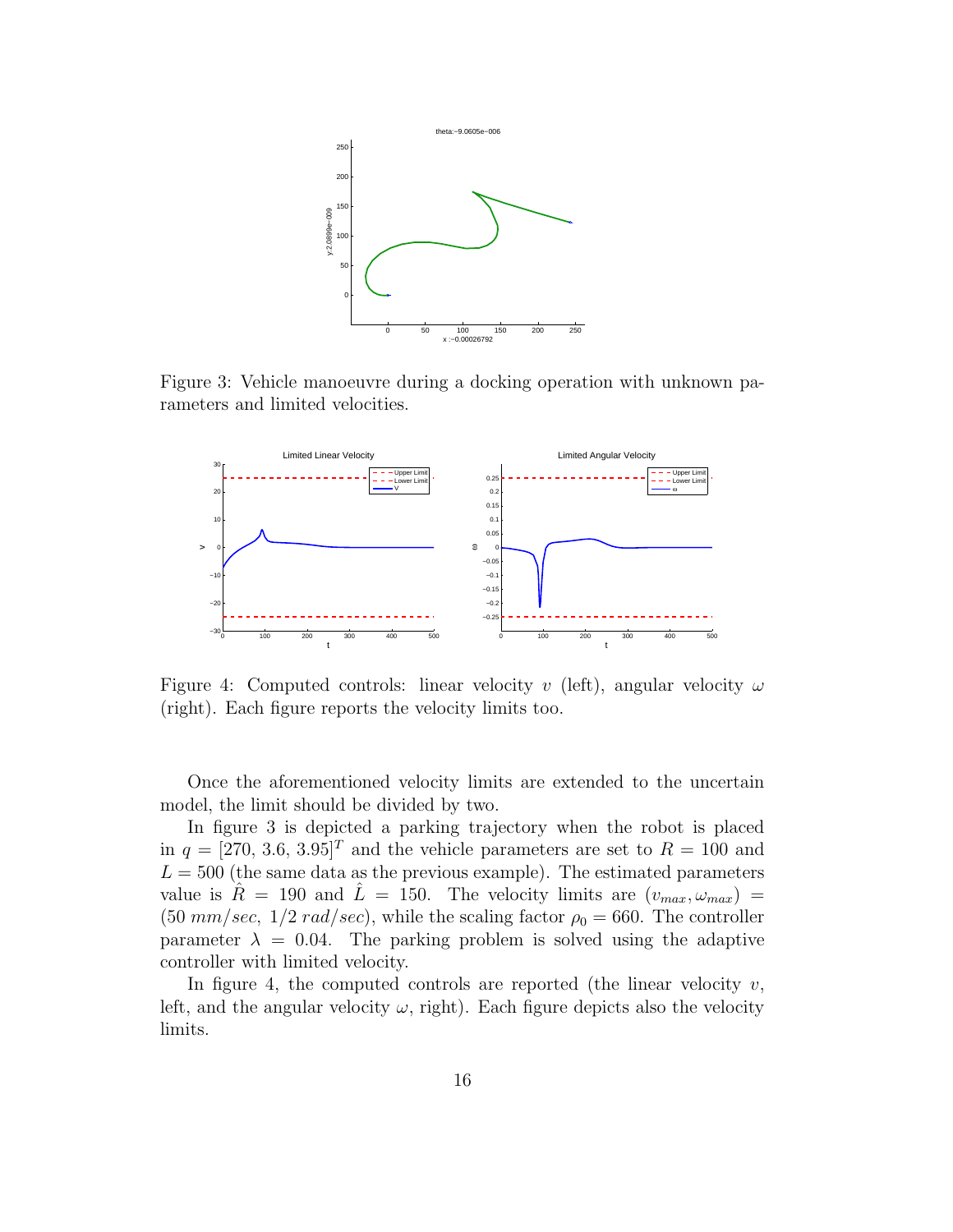Figure 3: Vehicle manoeuvre during a docking operation with unknown parameters and limited velocities.

Figure 4: Computed controls: linear velocity $v$ (left), angular velocity $\omega$ (right). Each figure reports the velocity limits too.

Once the aforementioned velocity limits are extended to the uncertain model, the limit should be divided by two.

In figure 3 is depicted a parking trajectory when the robot is placed in $q = [270,\, 3.6,\, 3.95]^T$ and the vehicle parameters are set to $R = 100$ and $L = 500$ (the same data as the previous example). The estimated parameters value is $\hat{R} = 190$ and $\hat{L} = 150$. The velocity limits are $(v_{max}, \omega_{max}) = (50\ mm/sec,\ 1/2\ rad/sec)$, while the scaling factor $\rho_0 = 660$. The controller parameter $\lambda = 0.04$. The parking problem is solved using the adaptive controller with limited velocity.

In figure 4, the computed controls are reported (the linear velocity $v$, left, and the angular velocity $\omega$, right). Each figure depicts also the velocity limits.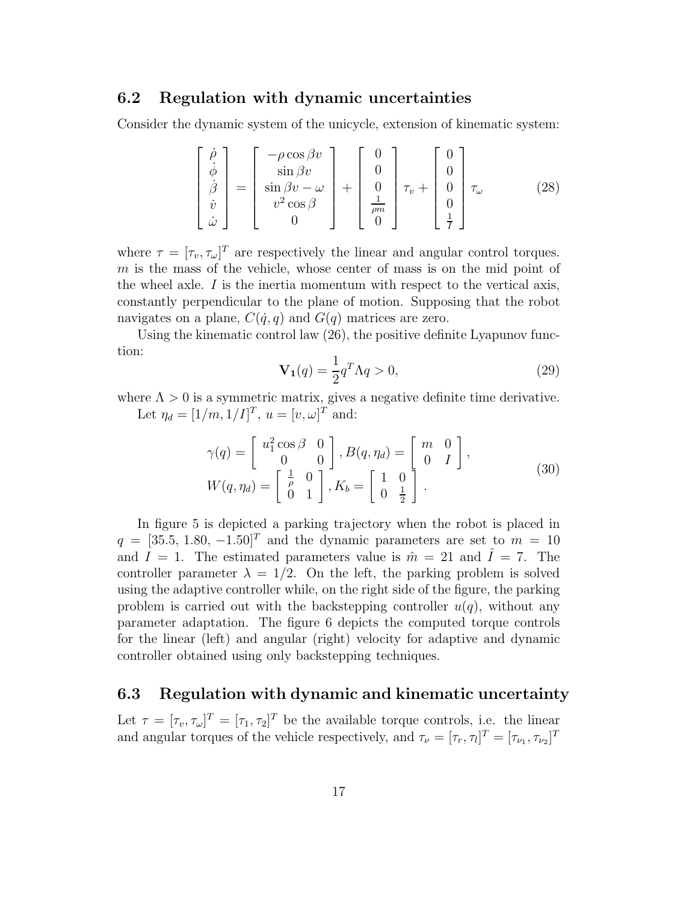## 6.2 Regulation with dynamic uncertainties

Consider the dynamic system of the unicycle, extension of kinematic system:

$$\begin{bmatrix} \dot{\rho} \\ \dot{\phi} \\ \dot{\beta} \\ \dot{v} \\ \dot{\omega} \end{bmatrix} = \begin{bmatrix} -\rho \cos \beta v \\ \sin \beta v \\ \sin \beta v - \omega \\ v^2 \cos \beta \\ 0 \end{bmatrix} + \begin{bmatrix} 0 \\ 0 \\ 0 \\ \frac{1}{\rho m} \\ 0 \end{bmatrix} \tau_v + \begin{bmatrix} 0 \\ 0 \\ 0 \\ 0 \\ \frac{1}{I} \end{bmatrix} \tau_\omega \tag{28}$$

where $\tau = [\tau_v, \tau_\omega]^T$ are respectively the linear and angular control torques. $m$ is the mass of the vehicle, whose center of mass is on the mid point of the wheel axle. $I$ is the inertia momentum with respect to the vertical axis, constantly perpendicular to the plane of motion. Supposing that the robot navigates on a plane, $C(\dot{q}, q)$ and $G(q)$ matrices are zero.

Using the kinematic control law (26), the positive definite Lyapunov function:

$$\mathbf{V_1}(q) = \frac{1}{2} q^T \Lambda q > 0, \tag{29}$$

where $\Lambda > 0$ is a symmetric matrix, gives a negative definite time derivative.

Let $\eta_d = [1/m, 1/I]^T$, $u = [v, \omega]^T$ and:

$$\begin{aligned} \gamma(q) &= \begin{bmatrix} u_1^2 \cos \beta & 0 \\ 0 & 0 \end{bmatrix}, B(q, \eta_d) = \begin{bmatrix} m & 0 \\ 0 & I \end{bmatrix}, \\ W(q, \eta_d) &= \begin{bmatrix} \frac{1}{\rho} & 0 \\ 0 & 1 \end{bmatrix}, K_b = \begin{bmatrix} 1 & 0 \\ 0 & \frac{1}{2} \end{bmatrix}. \end{aligned} \tag{30}$$

In figure 5 is depicted a parking trajectory when the robot is placed in $q = [35.5, \ 1.80, \ -1.50]^T$ and the dynamic parameters are set to $m = 10$ and $I = 1$. The estimated parameters value is $\hat{m} = 21$ and $\hat{I} = 7$. The controller parameter $\lambda = 1/2$. On the left, the parking problem is solved using the adaptive controller while, on the right side of the figure, the parking problem is carried out with the backstepping controller $u(q)$, without any parameter adaptation. The figure 6 depicts the computed torque controls for the linear (left) and angular (right) velocity for adaptive and dynamic controller obtained using only backstepping techniques.

## 6.3 Regulation with dynamic and kinematic uncertainty

Let $\tau = [\tau_v, \tau_\omega]^T = [\tau_1, \tau_2]^T$ be the available torque controls, i.e. the linear and angular torques of the vehicle respectively, and $\tau_\nu = [\tau_r, \tau_l]^T = [\tau_{\nu_1}, \tau_{\nu_2}]^T$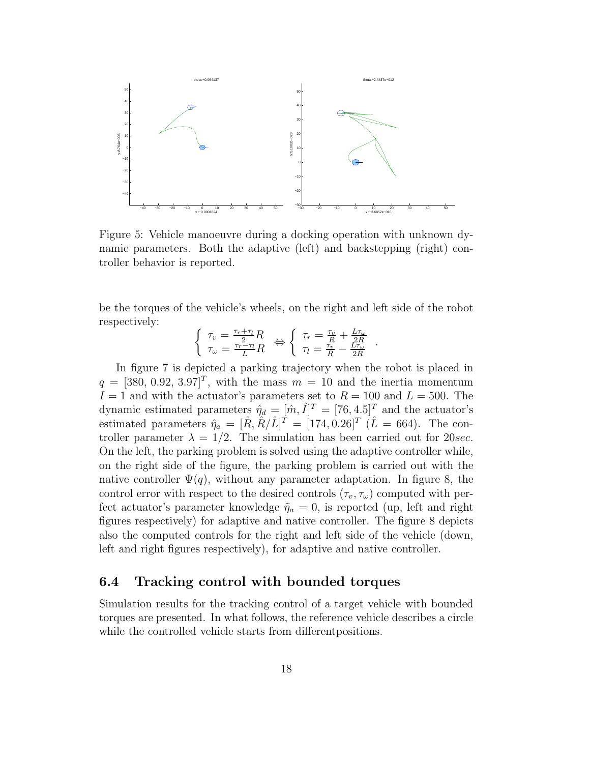Figure 5: Vehicle manoeuvre during a docking operation with unknown dynamic parameters. Both the adaptive (left) and backstepping (right) controller behavior is reported.

be the torques of the vehicle's wheels, on the right and left side of the robot respectively:

$$\begin{cases} \tau_v = \frac{\tau_r + \tau_l}{2} R \\ \tau_\omega = \frac{\tau_r - \tau_l}{L} R \end{cases} \Leftrightarrow \begin{cases} \tau_r = \frac{\tau_v}{R} + \frac{L\tau_\omega}{2R} \\ \tau_l = \frac{\tau_v}{R} - \frac{L\tau_\omega}{2R} \end{cases} .$$

In figure 7 is depicted a parking trajectory when the robot is placed in $q = [380, 0.92, 3.97]^T$, with the mass $m = 10$ and the inertia momentum $I = 1$ and with the actuator's parameters set to $R = 100$ and $L = 500$. The dynamic estimated parameters $\hat{\eta}_d = [\hat{m}, \hat{I}]^T = [76, 4.5]^T$ and the actuator's estimated parameters $\hat{\eta}_a = [\hat{R}, \hat{R}/\hat{L}]^T = [174, 0.26]^T$ ($\hat{L} = 664$). The controller parameter $\lambda = 1/2$. The simulation has been carried out for $20sec$. On the left, the parking problem is solved using the adaptive controller while, on the right side of the figure, the parking problem is carried out with the native controller $\Psi(q)$, without any parameter adaptation. In figure 8, the control error with respect to the desired controls $(\tau_v, \tau_\omega)$ computed with perfect actuator's parameter knowledge $\tilde{\eta}_a = 0$, is reported (up, left and right figures respectively) for adaptive and native controller. The figure 8 depicts also the computed controls for the right and left side of the vehicle (down, left and right figures respectively), for adaptive and native controller.

### 6.4 Tracking control with bounded torques

Simulation results for the tracking control of a target vehicle with bounded torques are presented. In what follows, the reference vehicle describes a circle while the controlled vehicle starts from differentpositions.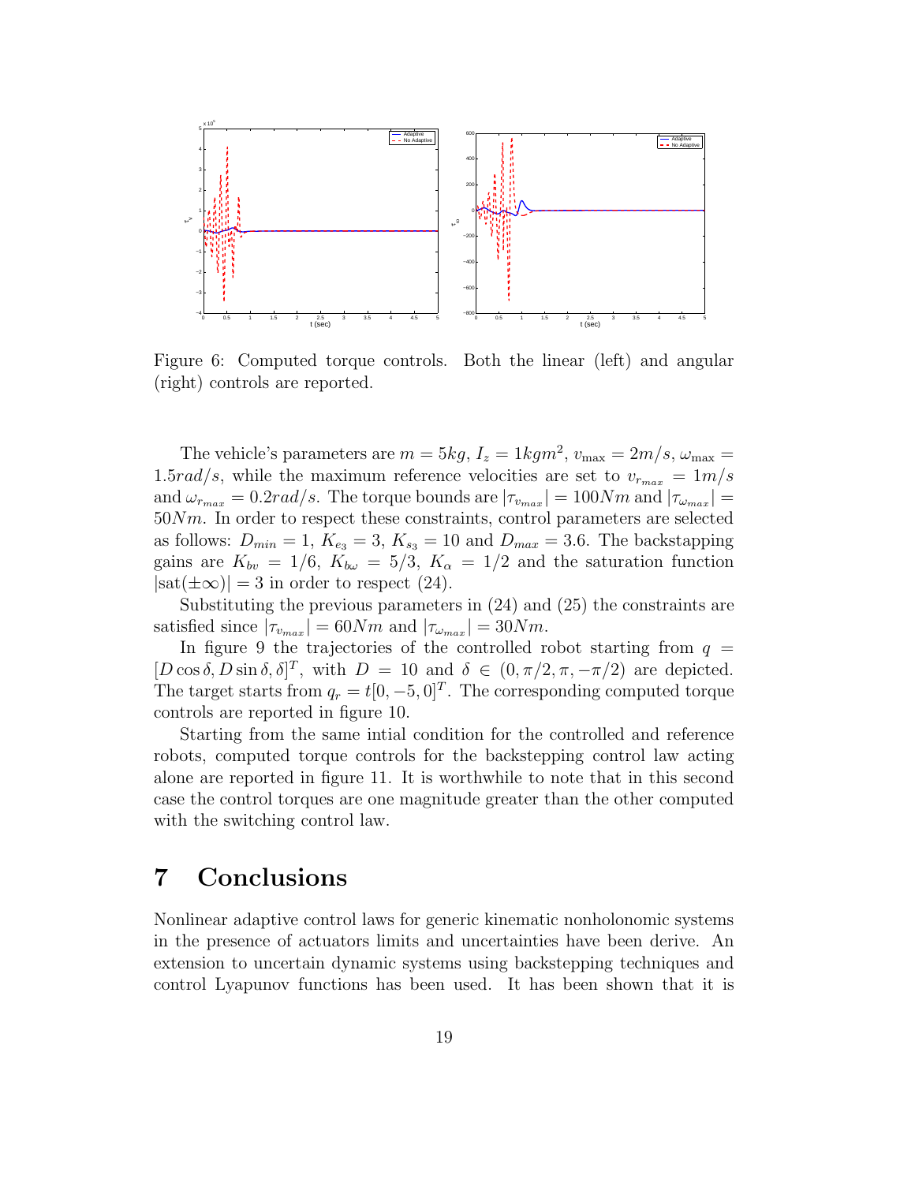Figure 6: Computed torque controls. Both the linear (left) and angular (right) controls are reported.

The vehicle's parameters are $m = 5kg$, $I_z = 1kgm^2$, $v_{\max} = 2m/s$, $\omega_{\max} = 1.5rad/s$, while the maximum reference velocities are set to $v_{r_{max}} = 1m/s$ and $\omega_{r_{max}} = 0.2rad/s$. The torque bounds are $|\tau_{v_{max}}| = 100Nm$ and $|\tau_{\omega_{max}}| = 50Nm$. In order to respect these constraints, control parameters are selected as follows: $D_{min} = 1$, $K_{e_3} = 3$, $K_{s_3} = 10$ and $D_{max} = 3.6$. The backstapping gains are $K_{bv} = 1/6$, $K_{b\omega} = 5/3$, $K_{\alpha} = 1/2$ and the saturation function $|\text{sat}(\pm\infty)| = 3$ in order to respect (24).

Substituting the previous parameters in (24) and (25) the constraints are satisfied since $|\tau_{v_{max}}| = 60Nm$ and $|\tau_{\omega_{max}}| = 30Nm$.

In figure 9 the trajectories of the controlled robot starting from $q = [D\cos\delta, D\sin\delta, \delta]^T$, with $D = 10$ and $\delta \in (0, \pi/2, \pi, -\pi/2)$ are depicted. The target starts from $q_r = t[0, -5, 0]^T$. The corresponding computed torque controls are reported in figure 10.

Starting from the same intial condition for the controlled and reference robots, computed torque controls for the backstepping control law acting alone are reported in figure 11. It is worthwhile to note that in this second case the control torques are one magnitude greater than the other computed with the switching control law.

# 7 Conclusions

Nonlinear adaptive control laws for generic kinematic nonholonomic systems in the presence of actuators limits and uncertainties have been derive. An extension to uncertain dynamic systems using backstepping techniques and control Lyapunov functions has been used. It has been shown that it is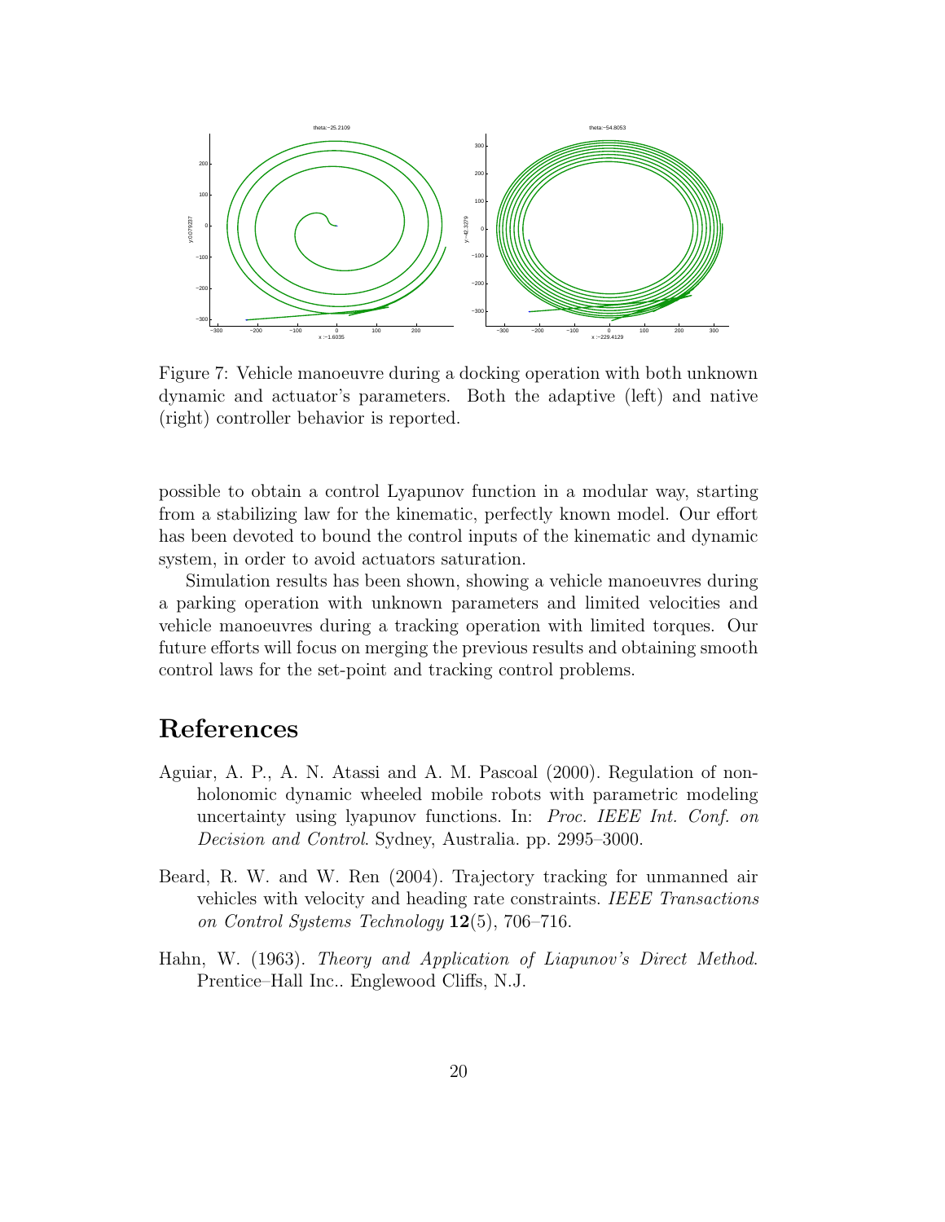Figure 7: Vehicle manoeuvre during a docking operation with both unknown dynamic and actuator's parameters. Both the adaptive (left) and native (right) controller behavior is reported.

possible to obtain a control Lyapunov function in a modular way, starting from a stabilizing law for the kinematic, perfectly known model. Our effort has been devoted to bound the control inputs of the kinematic and dynamic system, in order to avoid actuators saturation.

Simulation results has been shown, showing a vehicle manoeuvres during a parking operation with unknown parameters and limited velocities and vehicle manoeuvres during a tracking operation with limited torques. Our future efforts will focus on merging the previous results and obtaining smooth control laws for the set-point and tracking control problems.

# References

Aguiar, A. P., A. N. Atassi and A. M. Pascoal (2000). Regulation of nonholonomic dynamic wheeled mobile robots with parametric modeling uncertainty using lyapunov functions. In: *Proc. IEEE Int. Conf. on Decision and Control*. Sydney, Australia. pp. 2995–3000.

Beard, R. W. and W. Ren (2004). Trajectory tracking for unmanned air vehicles with velocity and heading rate constraints. *IEEE Transactions on Control Systems Technology* **12**(5), 706–716.

Hahn, W. (1963). *Theory and Application of Liapunov's Direct Method*. Prentice–Hall Inc.. Englewood Cliffs, N.J.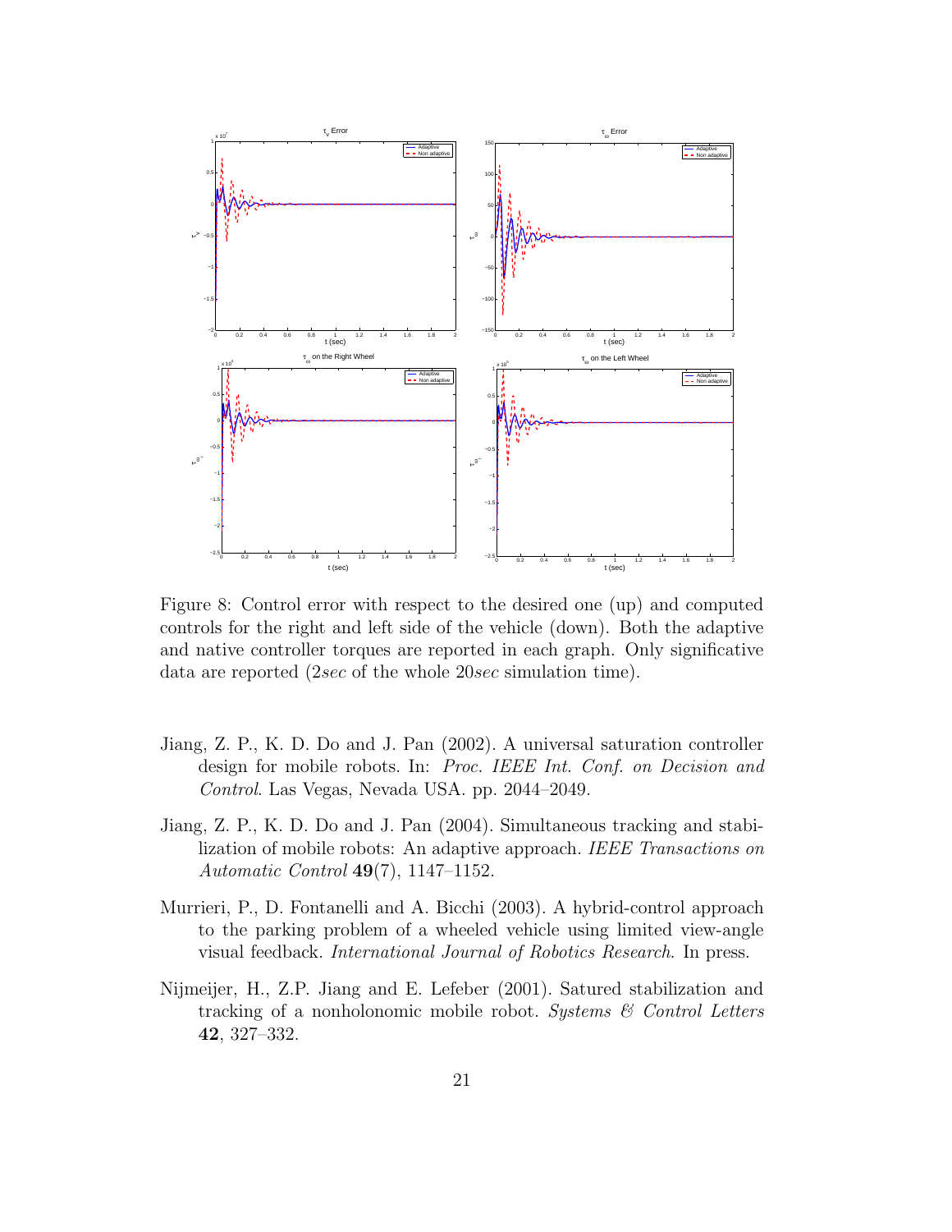Figure 8: Control error with respect to the desired one (up) and computed controls for the right and left side of the vehicle (down). Both the adaptive and native controller torques are reported in each graph. Only significative data are reported (2*sec* of the whole 20*sec* simulation time).

Jiang, Z. P., K. D. Do and J. Pan (2002). A universal saturation controller design for mobile robots. In: *Proc. IEEE Int. Conf. on Decision and Control*. Las Vegas, Nevada USA. pp. 2044–2049.

Jiang, Z. P., K. D. Do and J. Pan (2004). Simultaneous tracking and stabilization of mobile robots: An adaptive approach. *IEEE Transactions on Automatic Control* **49**(7), 1147–1152.

Murrieri, P., D. Fontanelli and A. Bicchi (2003). A hybrid-control approach to the parking problem of a wheeled vehicle using limited view-angle visual feedback. *International Journal of Robotics Research*. In press.

Nijmeijer, H., Z.P. Jiang and E. Lefeber (2001). Satured stabilization and tracking of a nonholonomic mobile robot. *Systems & Control Letters* **42**, 327–332.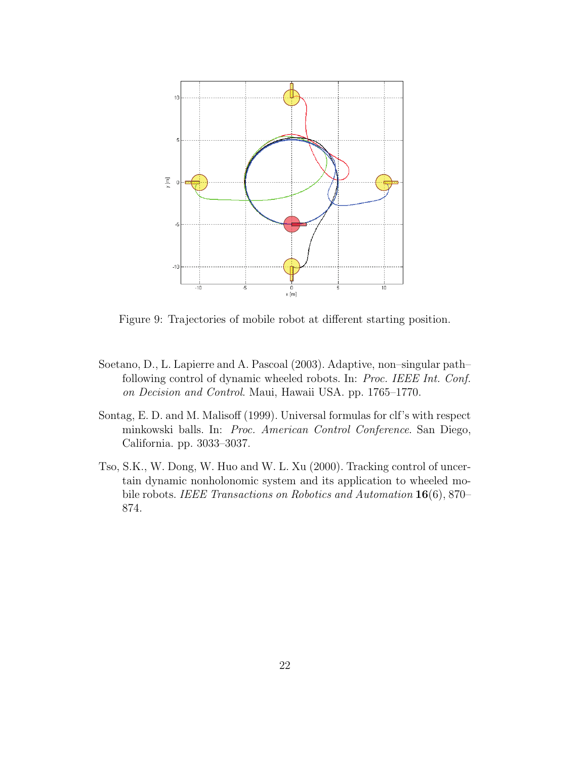Figure 9: Trajectories of mobile robot at different starting position.

Soetano, D., L. Lapierre and A. Pascoal (2003). Adaptive, non–singular path–following control of dynamic wheeled robots. In: *Proc. IEEE Int. Conf. on Decision and Control*. Maui, Hawaii USA. pp. 1765–1770.

Sontag, E. D. and M. Malisoff (1999). Universal formulas for clf's with respect minkowski balls. In: *Proc. American Control Conference*. San Diego, California. pp. 3033–3037.

Tso, S.K., W. Dong, W. Huo and W. L. Xu (2000). Tracking control of uncertain dynamic nonholonomic system and its application to wheeled mobile robots. *IEEE Transactions on Robotics and Automation* **16**(6), 870–874.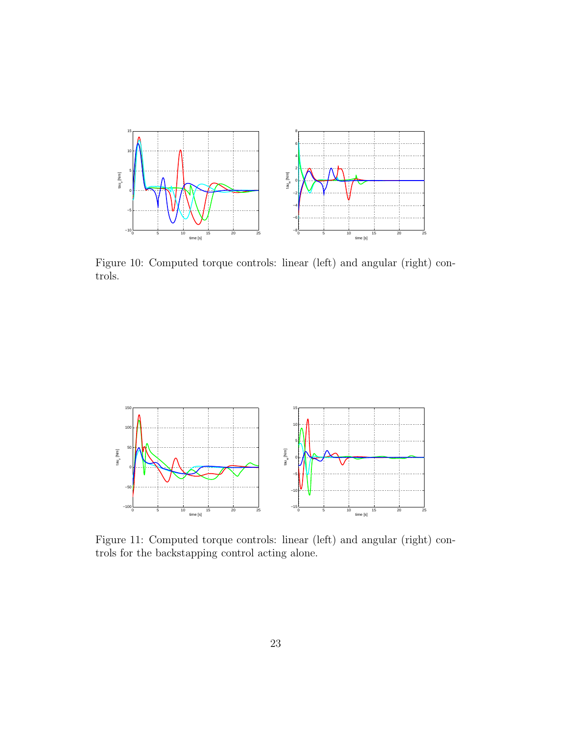15
10
5
0
−5
−10
0 5 10 15 20 25
$tau_v$ [Nm]
time [s]

8
6
4
2
0
−2
−4
−6
−8
0 5 10 15 20 25
$tau_w$ [Nm]
time [s]

Figure 10: Computed torque controls: linear (left) and angular (right) controls.

150
100
50
0
−50
−100
0 5 10 15 20 25
$tau_v$ [Nm]
time [s]

15
10
5
0
−5
−10
−15
0 5 10 15 20 25
$tau_w$ [Nm]
time [s]

Figure 11: Computed torque controls: linear (left) and angular (right) controls for the backstapping control acting alone.